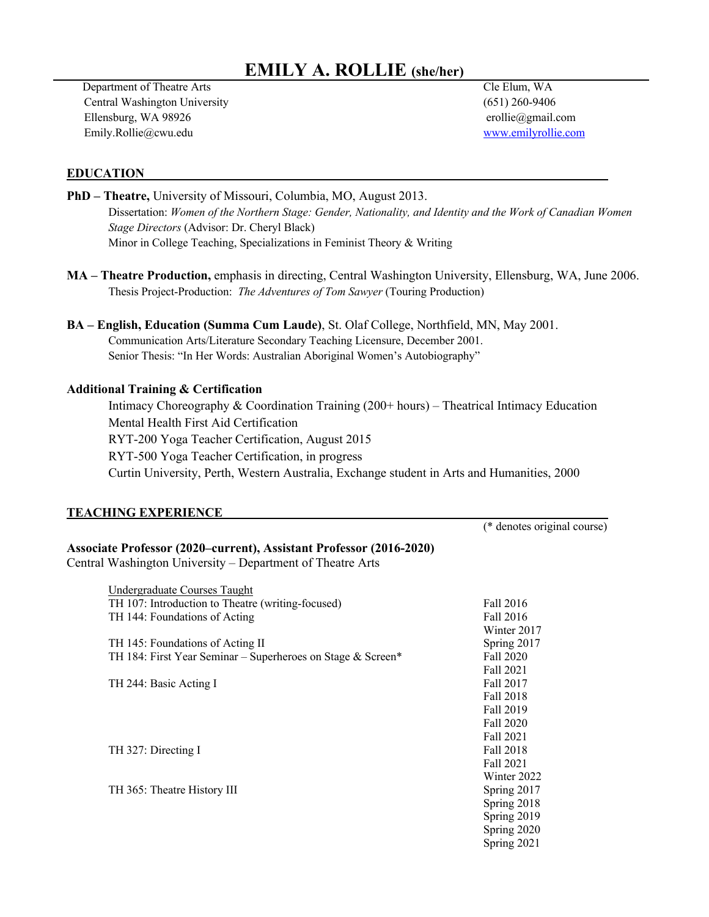# EMILY A. ROLLIE (she/her)

Department of Theatre Arts
Central Washington University
Ellensburg, WA 98926
Emily.Rollie@cwu.edu

Cle Elum, WA
(651) 260-9406
erollie@gmail.com
www.emilyrollie.com

## EDUCATION

**PhD – Theatre,** University of Missouri, Columbia, MO, August 2013.
Dissertation: *Women of the Northern Stage: Gender, Nationality, and Identity and the Work of Canadian Women Stage Directors* (Advisor: Dr. Cheryl Black)
Minor in College Teaching, Specializations in Feminist Theory & Writing

**MA – Theatre Production,** emphasis in directing, Central Washington University, Ellensburg, WA, June 2006.
Thesis Project-Production: *The Adventures of Tom Sawyer* (Touring Production)

**BA – English, Education (Summa Cum Laude)**, St. Olaf College, Northfield, MN, May 2001.
Communication Arts/Literature Secondary Teaching Licensure, December 2001.
Senior Thesis: "In Her Words: Australian Aboriginal Women's Autobiography"

### Additional Training & Certification

Intimacy Choreography & Coordination Training (200+ hours) – Theatrical Intimacy Education
Mental Health First Aid Certification
RYT-200 Yoga Teacher Certification, August 2015
RYT-500 Yoga Teacher Certification, in progress
Curtin University, Perth, Western Australia, Exchange student in Arts and Humanities, 2000

## TEACHING EXPERIENCE

(* denotes original course)

**Associate Professor (2020–current), Assistant Professor (2016-2020)**
Central Washington University – Department of Theatre Arts

Undergraduate Courses Taught

| Course | Term |
|---|---|
| TH 107: Introduction to Theatre (writing-focused) | Fall 2016 |
| TH 144: Foundations of Acting | Fall 2016<br>Winter 2017 |
| TH 145: Foundations of Acting II | Spring 2017 |
| TH 184: First Year Seminar – Superheroes on Stage & Screen* | Fall 2020<br>Fall 2021 |
| TH 244: Basic Acting I | Fall 2017<br>Fall 2018<br>Fall 2019<br>Fall 2020<br>Fall 2021 |
| TH 327: Directing I | Fall 2018<br>Fall 2021<br>Winter 2022 |
| TH 365: Theatre History III | Spring 2017<br>Spring 2018<br>Spring 2019<br>Spring 2020<br>Spring 2021 |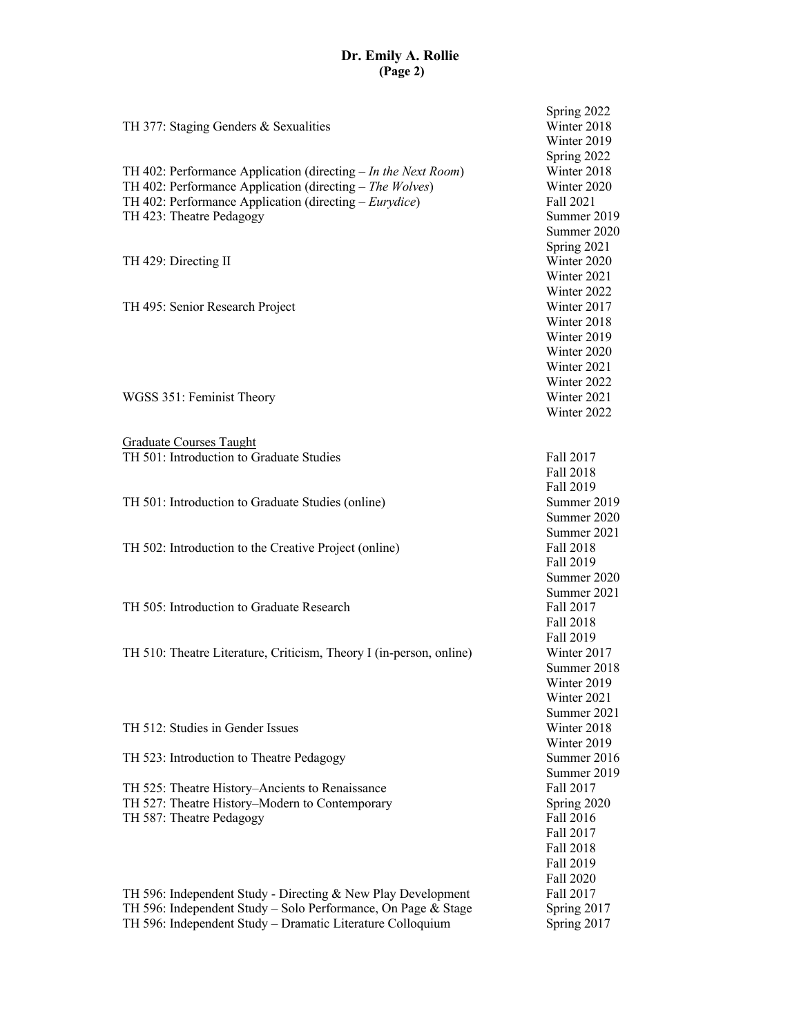| | |
|---|---|
| | Spring 2022 |
| TH 377: Staging Genders & Sexualities | Winter 2018 |
| | Winter 2019 |
| | Spring 2022 |
| TH 402: Performance Application (directing – *In the Next Room*) | Winter 2018 |
| TH 402: Performance Application (directing – *The Wolves*) | Winter 2020 |
| TH 402: Performance Application (directing – *Eurydice*) | Fall 2021 |
| TH 423: Theatre Pedagogy | Summer 2019 |
| | Summer 2020 |
| | Spring 2021 |
| TH 429: Directing II | Winter 2020 |
| | Winter 2021 |
| | Winter 2022 |
| TH 495: Senior Research Project | Winter 2017 |
| | Winter 2018 |
| | Winter 2019 |
| | Winter 2020 |
| | Winter 2021 |
| | Winter 2022 |
| WGSS 351: Feminist Theory | Winter 2021 |
| | Winter 2022 |

<u>Graduate Courses Taught</u>

| | |
|---|---|
| TH 501: Introduction to Graduate Studies | Fall 2017 |
| | Fall 2018 |
| | Fall 2019 |
| TH 501: Introduction to Graduate Studies (online) | Summer 2019 |
| | Summer 2020 |
| | Summer 2021 |
| TH 502: Introduction to the Creative Project (online) | Fall 2018 |
| | Fall 2019 |
| | Summer 2020 |
| | Summer 2021 |
| TH 505: Introduction to Graduate Research | Fall 2017 |
| | Fall 2018 |
| | Fall 2019 |
| TH 510: Theatre Literature, Criticism, Theory I (in-person, online) | Winter 2017 |
| | Summer 2018 |
| | Winter 2019 |
| | Winter 2021 |
| | Summer 2021 |
| TH 512: Studies in Gender Issues | Winter 2018 |
| | Winter 2019 |
| TH 523: Introduction to Theatre Pedagogy | Summer 2016 |
| | Summer 2019 |
| TH 525: Theatre History–Ancients to Renaissance | Fall 2017 |
| TH 527: Theatre History–Modern to Contemporary | Spring 2020 |
| TH 587: Theatre Pedagogy | Fall 2016 |
| | Fall 2017 |
| | Fall 2018 |
| | Fall 2019 |
| | Fall 2020 |
| TH 596: Independent Study - Directing & New Play Development | Fall 2017 |
| TH 596: Independent Study – Solo Performance, On Page & Stage | Spring 2017 |
| TH 596: Independent Study – Dramatic Literature Colloquium | Spring 2017 |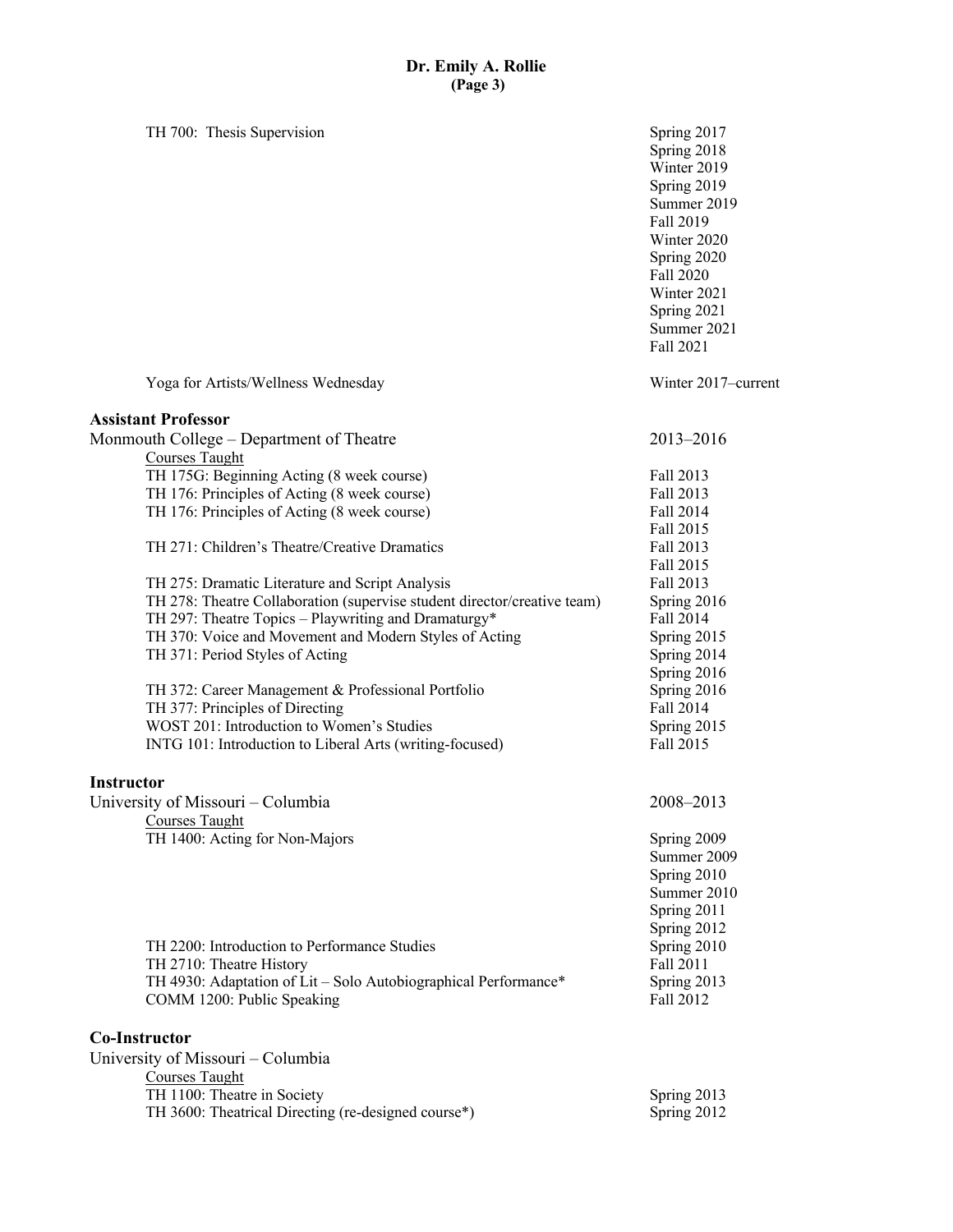| | |
|---|---|
| TH 700: Thesis Supervision | Spring 2017 |
| | Spring 2018 |
| | Winter 2019 |
| | Spring 2019 |
| | Summer 2019 |
| | Fall 2019 |
| | Winter 2020 |
| | Spring 2020 |
| | Fall 2020 |
| | Winter 2021 |
| | Spring 2021 |
| | Summer 2021 |
| | Fall 2021 |
| Yoga for Artists/Wellness Wednesday | Winter 2017–current |

**Assistant Professor**

Monmouth College – Department of Theatre — 2013–2016

Courses Taught

| | |
|---|---|
| TH 175G: Beginning Acting (8 week course) | Fall 2013 |
| TH 176: Principles of Acting (8 week course) | Fall 2013 |
| TH 176: Principles of Acting (8 week course) | Fall 2014 |
| | Fall 2015 |
| TH 271: Children's Theatre/Creative Dramatics | Fall 2013 |
| | Fall 2015 |
| TH 275: Dramatic Literature and Script Analysis | Fall 2013 |
| TH 278: Theatre Collaboration (supervise student director/creative team) | Spring 2016 |
| TH 297: Theatre Topics – Playwriting and Dramaturgy* | Fall 2014 |
| TH 370: Voice and Movement and Modern Styles of Acting | Spring 2015 |
| TH 371: Period Styles of Acting | Spring 2014 |
| | Spring 2016 |
| TH 372: Career Management & Professional Portfolio | Spring 2016 |
| TH 377: Principles of Directing | Fall 2014 |
| WOST 201: Introduction to Women's Studies | Spring 2015 |
| INTG 101: Introduction to Liberal Arts (writing-focused) | Fall 2015 |

**Instructor**

University of Missouri – Columbia — 2008–2013

Courses Taught

| | |
|---|---|
| TH 1400: Acting for Non-Majors | Spring 2009 |
| | Summer 2009 |
| | Spring 2010 |
| | Summer 2010 |
| | Spring 2011 |
| | Spring 2012 |
| TH 2200: Introduction to Performance Studies | Spring 2010 |
| TH 2710: Theatre History | Fall 2011 |
| TH 4930: Adaptation of Lit – Solo Autobiographical Performance* | Spring 2013 |
| COMM 1200: Public Speaking | Fall 2012 |

**Co-Instructor**

University of Missouri – Columbia

Courses Taught

| | |
|---|---|
| TH 1100: Theatre in Society | Spring 2013 |
| TH 3600: Theatrical Directing (re-designed course*) | Spring 2012 |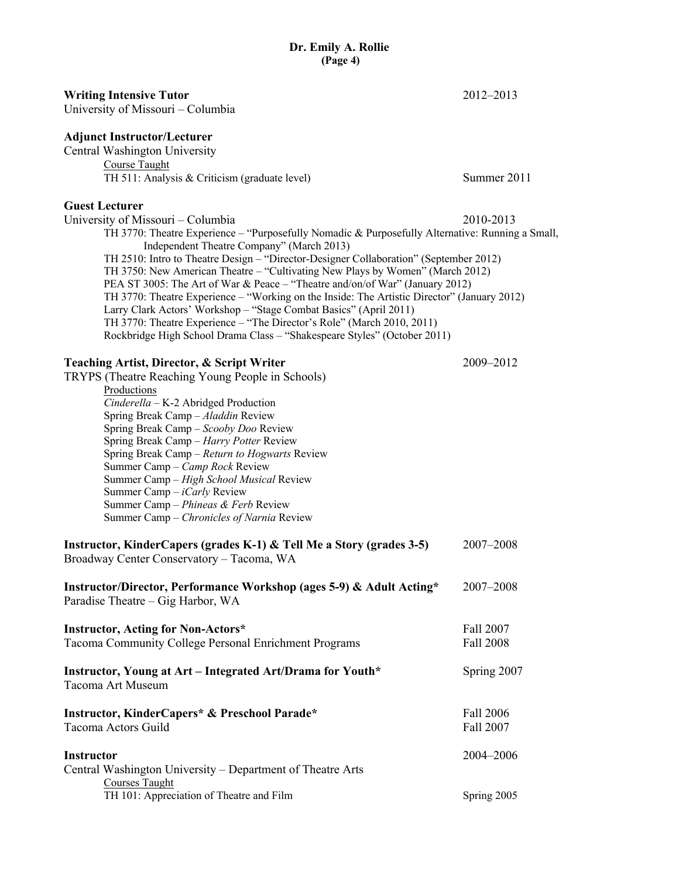**Writing Intensive Tutor** 2012–2013
University of Missouri – Columbia

**Adjunct Instructor/Lecturer**
Central Washington University
Course Taught
TH 511: Analysis & Criticism (graduate level) Summer 2011

**Guest Lecturer**
University of Missouri – Columbia 2010-2013

- TH 3770: Theatre Experience – "Purposefully Nomadic & Purposefully Alternative: Running a Small, Independent Theatre Company" (March 2013)
- TH 2510: Intro to Theatre Design – "Director-Designer Collaboration" (September 2012)
- TH 3750: New American Theatre – "Cultivating New Plays by Women" (March 2012)
- PEA ST 3005: The Art of War & Peace – "Theatre and/on/of War" (January 2012)
- TH 3770: Theatre Experience – "Working on the Inside: The Artistic Director" (January 2012)
- Larry Clark Actors' Workshop – "Stage Combat Basics" (April 2011)
- TH 3770: Theatre Experience – "The Director's Role" (March 2010, 2011)
- Rockbridge High School Drama Class – "Shakespeare Styles" (October 2011)

**Teaching Artist, Director, & Script Writer** 2009–2012
TRYPS (Theatre Reaching Young People in Schools)
Productions
- *Cinderella* – K-2 Abridged Production
- Spring Break Camp – *Aladdin* Review
- Spring Break Camp – *Scooby Doo* Review
- Spring Break Camp – *Harry Potter* Review
- Spring Break Camp – *Return to Hogwarts* Review
- Summer Camp – *Camp Rock* Review
- Summer Camp – *High School Musical* Review
- Summer Camp – *iCarly* Review
- Summer Camp – *Phineas & Ferb* Review
- Summer Camp – *Chronicles of Narnia* Review

**Instructor, KinderCapers (grades K-1) & Tell Me a Story (grades 3-5)** 2007–2008
Broadway Center Conservatory – Tacoma, WA

**Instructor/Director, Performance Workshop (ages 5-9) & Adult Acting*** 2007–2008
Paradise Theatre – Gig Harbor, WA

**Instructor, Acting for Non-Actors*** Fall 2007, Fall 2008
Tacoma Community College Personal Enrichment Programs

**Instructor, Young at Art – Integrated Art/Drama for Youth*** Spring 2007
Tacoma Art Museum

**Instructor, KinderCapers* & Preschool Parade*** Fall 2006, Fall 2007
Tacoma Actors Guild

**Instructor** 2004–2006
Central Washington University – Department of Theatre Arts
Courses Taught
TH 101: Appreciation of Theatre and Film Spring 2005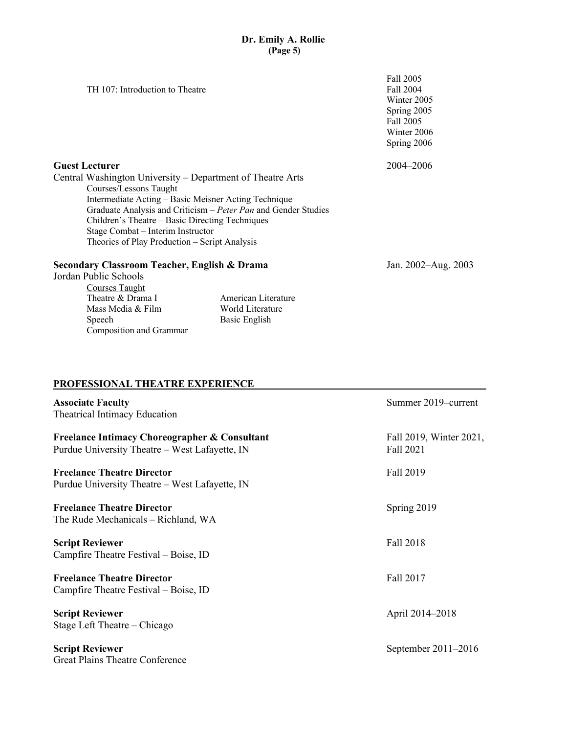TH 107: Introduction to Theatre — Fall 2005, Fall 2004, Winter 2005, Spring 2005, Fall 2005, Winter 2006, Spring 2006

**Guest Lecturer** — 2004–2006
Central Washington University – Department of Theatre Arts

Courses/Lessons Taught

- Intermediate Acting – Basic Meisner Acting Technique
- Graduate Analysis and Criticism – *Peter Pan* and Gender Studies
- Children's Theatre – Basic Directing Techniques
- Stage Combat – Interim Instructor
- Theories of Play Production – Script Analysis

**Secondary Classroom Teacher, English & Drama** — Jan. 2002–Aug. 2003
Jordan Public Schools

Courses Taught

- Theatre & Drama I
- Mass Media & Film
- Speech
- Composition and Grammar
- American Literature
- World Literature
- Basic English

## PROFESSIONAL THEATRE EXPERIENCE

**Associate Faculty** — Summer 2019–current
Theatrical Intimacy Education

**Freelance Intimacy Choreographer & Consultant** — Fall 2019, Winter 2021, Fall 2021
Purdue University Theatre – West Lafayette, IN

**Freelance Theatre Director** — Fall 2019
Purdue University Theatre – West Lafayette, IN

**Freelance Theatre Director** — Spring 2019
The Rude Mechanicals – Richland, WA

**Script Reviewer** — Fall 2018
Campfire Theatre Festival – Boise, ID

**Freelance Theatre Director** — Fall 2017
Campfire Theatre Festival – Boise, ID

**Script Reviewer** — April 2014–2018
Stage Left Theatre – Chicago

**Script Reviewer** — September 2011–2016
Great Plains Theatre Conference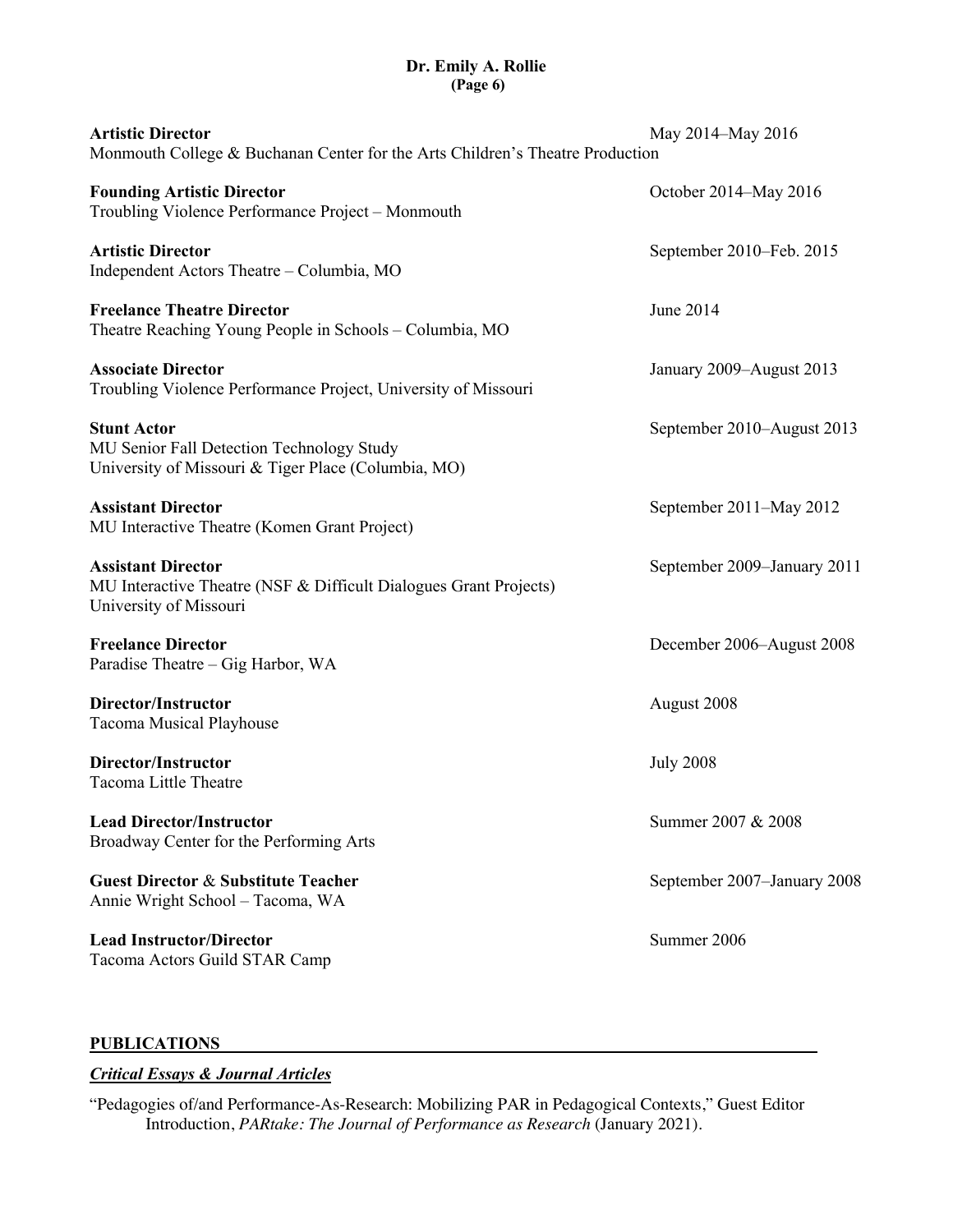**Artistic Director** May 2014–May 2016
Monmouth College & Buchanan Center for the Arts Children's Theatre Production

**Founding Artistic Director** October 2014–May 2016
Troubling Violence Performance Project – Monmouth

**Artistic Director** September 2010–Feb. 2015
Independent Actors Theatre – Columbia, MO

**Freelance Theatre Director** June 2014
Theatre Reaching Young People in Schools – Columbia, MO

**Associate Director** January 2009–August 2013
Troubling Violence Performance Project, University of Missouri

**Stunt Actor** September 2010–August 2013
MU Senior Fall Detection Technology Study
University of Missouri & Tiger Place (Columbia, MO)

**Assistant Director** September 2011–May 2012
MU Interactive Theatre (Komen Grant Project)

**Assistant Director** September 2009–January 2011
MU Interactive Theatre (NSF & Difficult Dialogues Grant Projects)
University of Missouri

**Freelance Director** December 2006–August 2008
Paradise Theatre – Gig Harbor, WA

**Director/Instructor** August 2008
Tacoma Musical Playhouse

**Director/Instructor** July 2008
Tacoma Little Theatre

**Lead Director/Instructor** Summer 2007 & 2008
Broadway Center for the Performing Arts

**Guest Director & Substitute Teacher** September 2007–January 2008
Annie Wright School – Tacoma, WA

**Lead Instructor/Director** Summer 2006
Tacoma Actors Guild STAR Camp

## PUBLICATIONS

### ***Critical Essays & Journal Articles***

"Pedagogies of/and Performance-As-Research: Mobilizing PAR in Pedagogical Contexts," Guest Editor Introduction, *PARtake: The Journal of Performance as Research* (January 2021).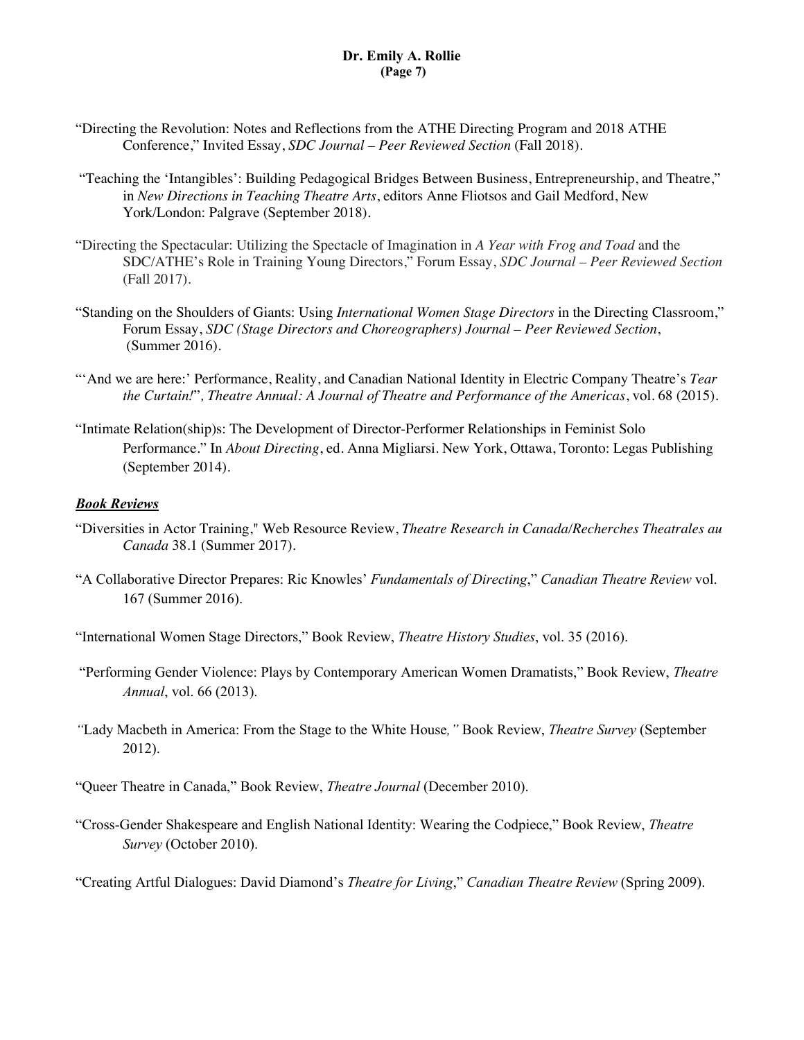"Directing the Revolution: Notes and Reflections from the ATHE Directing Program and 2018 ATHE Conference," Invited Essay, *SDC Journal – Peer Reviewed Section* (Fall 2018).

"Teaching the 'Intangibles': Building Pedagogical Bridges Between Business, Entrepreneurship, and Theatre," in *New Directions in Teaching Theatre Arts*, editors Anne Fliotsos and Gail Medford, New York/London: Palgrave (September 2018).

"Directing the Spectacular: Utilizing the Spectacle of Imagination in *A Year with Frog and Toad* and the SDC/ATHE's Role in Training Young Directors," Forum Essay, *SDC Journal – Peer Reviewed Section* (Fall 2017).

"Standing on the Shoulders of Giants: Using *International Women Stage Directors* in the Directing Classroom," Forum Essay, *SDC (Stage Directors and Choreographers) Journal – Peer Reviewed Section*, (Summer 2016).

"'And we are here:' Performance, Reality, and Canadian National Identity in Electric Company Theatre's *Tear the Curtain!*", *Theatre Annual: A Journal of Theatre and Performance of the Americas*, vol. 68 (2015).

"Intimate Relation(ship)s: The Development of Director-Performer Relationships in Feminist Solo Performance." In *About Directing*, ed. Anna Migliarsi. New York, Ottawa, Toronto: Legas Publishing (September 2014).

### ***Book Reviews***

"Diversities in Actor Training," Web Resource Review, *Theatre Research in Canada/Recherches Theatrales au Canada* 38.1 (Summer 2017).

"A Collaborative Director Prepares: Ric Knowles' *Fundamentals of Directing*," *Canadian Theatre Review* vol. 167 (Summer 2016).

"International Women Stage Directors," Book Review, *Theatre History Studies*, vol. 35 (2016).

"Performing Gender Violence: Plays by Contemporary American Women Dramatists," Book Review, *Theatre Annual*, vol. 66 (2013).

"Lady Macbeth in America: From the Stage to the White House," Book Review, *Theatre Survey* (September 2012).

"Queer Theatre in Canada," Book Review, *Theatre Journal* (December 2010).

"Cross-Gender Shakespeare and English National Identity: Wearing the Codpiece," Book Review, *Theatre Survey* (October 2010).

"Creating Artful Dialogues: David Diamond's *Theatre for Living*," *Canadian Theatre Review* (Spring 2009).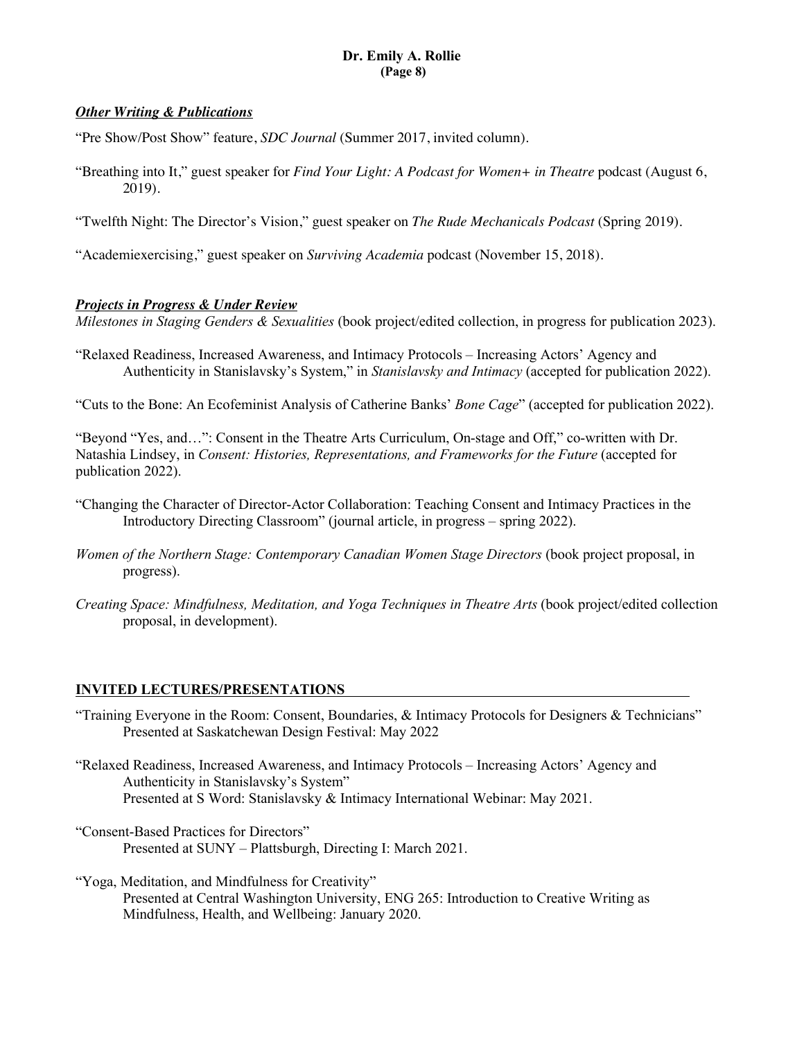### ***Other Writing & Publications***

"Pre Show/Post Show" feature, *SDC Journal* (Summer 2017, invited column).

"Breathing into It," guest speaker for *Find Your Light: A Podcast for Women+ in Theatre* podcast (August 6, 2019).

"Twelfth Night: The Director's Vision," guest speaker on *The Rude Mechanicals Podcast* (Spring 2019).

"Academiexercising," guest speaker on *Surviving Academia* podcast (November 15, 2018).

### ***Projects in Progress & Under Review***

*Milestones in Staging Genders & Sexualities* (book project/edited collection, in progress for publication 2023).

"Relaxed Readiness, Increased Awareness, and Intimacy Protocols – Increasing Actors' Agency and Authenticity in Stanislavsky's System," in *Stanislavsky and Intimacy* (accepted for publication 2022).

"Cuts to the Bone: An Ecofeminist Analysis of Catherine Banks' *Bone Cage*" (accepted for publication 2022).

"Beyond "Yes, and…": Consent in the Theatre Arts Curriculum, On-stage and Off," co-written with Dr. Natashia Lindsey, in *Consent: Histories, Representations, and Frameworks for the Future* (accepted for publication 2022).

"Changing the Character of Director-Actor Collaboration: Teaching Consent and Intimacy Practices in the Introductory Directing Classroom" (journal article, in progress – spring 2022).

*Women of the Northern Stage: Contemporary Canadian Women Stage Directors* (book project proposal, in progress).

*Creating Space: Mindfulness, Meditation, and Yoga Techniques in Theatre Arts* (book project/edited collection proposal, in development).

## INVITED LECTURES/PRESENTATIONS

"Training Everyone in the Room: Consent, Boundaries, & Intimacy Protocols for Designers & Technicians"
Presented at Saskatchewan Design Festival: May 2022

"Relaxed Readiness, Increased Awareness, and Intimacy Protocols – Increasing Actors' Agency and Authenticity in Stanislavsky's System"
Presented at S Word: Stanislavsky & Intimacy International Webinar: May 2021.

"Consent-Based Practices for Directors"
Presented at SUNY – Plattsburgh, Directing I: March 2021.

"Yoga, Meditation, and Mindfulness for Creativity"
Presented at Central Washington University, ENG 265: Introduction to Creative Writing as Mindfulness, Health, and Wellbeing: January 2020.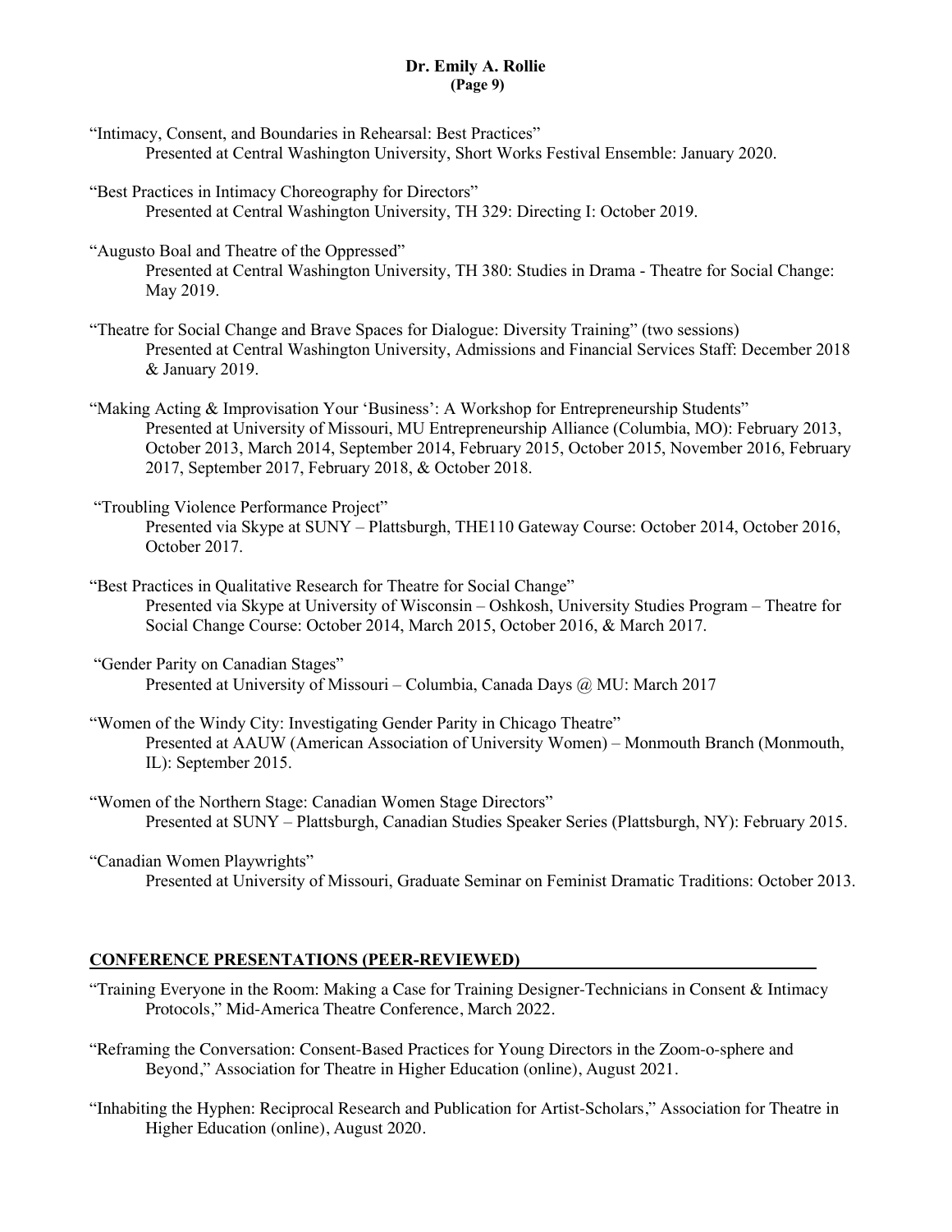"Intimacy, Consent, and Boundaries in Rehearsal: Best Practices"
Presented at Central Washington University, Short Works Festival Ensemble: January 2020.

"Best Practices in Intimacy Choreography for Directors"
Presented at Central Washington University, TH 329: Directing I: October 2019.

"Augusto Boal and Theatre of the Oppressed"
Presented at Central Washington University, TH 380: Studies in Drama - Theatre for Social Change: May 2019.

"Theatre for Social Change and Brave Spaces for Dialogue: Diversity Training" (two sessions)
Presented at Central Washington University, Admissions and Financial Services Staff: December 2018 & January 2019.

"Making Acting & Improvisation Your 'Business': A Workshop for Entrepreneurship Students"
Presented at University of Missouri, MU Entrepreneurship Alliance (Columbia, MO): February 2013, October 2013, March 2014, September 2014, February 2015, October 2015, November 2016, February 2017, September 2017, February 2018, & October 2018.

"Troubling Violence Performance Project"
Presented via Skype at SUNY – Plattsburgh, THE110 Gateway Course: October 2014, October 2016, October 2017.

"Best Practices in Qualitative Research for Theatre for Social Change"
Presented via Skype at University of Wisconsin – Oshkosh, University Studies Program – Theatre for Social Change Course: October 2014, March 2015, October 2016, & March 2017.

"Gender Parity on Canadian Stages"
Presented at University of Missouri – Columbia, Canada Days @ MU: March 2017

"Women of the Windy City: Investigating Gender Parity in Chicago Theatre"
Presented at AAUW (American Association of University Women) – Monmouth Branch (Monmouth, IL): September 2015.

"Women of the Northern Stage: Canadian Women Stage Directors"
Presented at SUNY – Plattsburgh, Canadian Studies Speaker Series (Plattsburgh, NY): February 2015.

"Canadian Women Playwrights"
Presented at University of Missouri, Graduate Seminar on Feminist Dramatic Traditions: October 2013.

## CONFERENCE PRESENTATIONS (PEER-REVIEWED)

"Training Everyone in the Room: Making a Case for Training Designer-Technicians in Consent & Intimacy Protocols," Mid-America Theatre Conference, March 2022.

"Reframing the Conversation: Consent-Based Practices for Young Directors in the Zoom-o-sphere and Beyond," Association for Theatre in Higher Education (online), August 2021.

"Inhabiting the Hyphen: Reciprocal Research and Publication for Artist-Scholars," Association for Theatre in Higher Education (online), August 2020.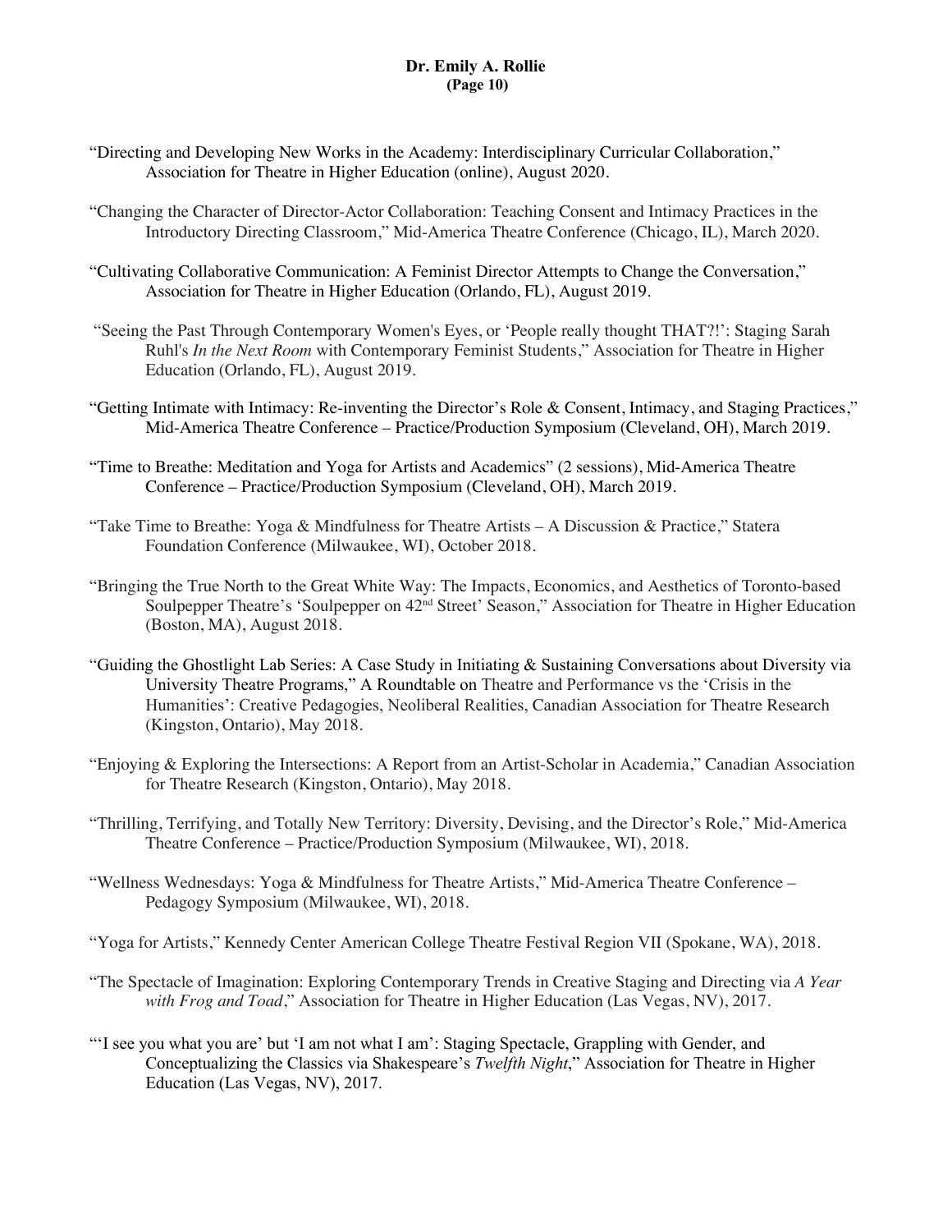"Directing and Developing New Works in the Academy: Interdisciplinary Curricular Collaboration," Association for Theatre in Higher Education (online), August 2020.

"Changing the Character of Director-Actor Collaboration: Teaching Consent and Intimacy Practices in the Introductory Directing Classroom," Mid-America Theatre Conference (Chicago, IL), March 2020.

"Cultivating Collaborative Communication: A Feminist Director Attempts to Change the Conversation," Association for Theatre in Higher Education (Orlando, FL), August 2019.

"Seeing the Past Through Contemporary Women's Eyes, or 'People really thought THAT?!': Staging Sarah Ruhl's *In the Next Room* with Contemporary Feminist Students," Association for Theatre in Higher Education (Orlando, FL), August 2019.

"Getting Intimate with Intimacy: Re-inventing the Director's Role & Consent, Intimacy, and Staging Practices," Mid-America Theatre Conference – Practice/Production Symposium (Cleveland, OH), March 2019.

"Time to Breathe: Meditation and Yoga for Artists and Academics" (2 sessions), Mid-America Theatre Conference – Practice/Production Symposium (Cleveland, OH), March 2019.

"Take Time to Breathe: Yoga & Mindfulness for Theatre Artists – A Discussion & Practice," Statera Foundation Conference (Milwaukee, WI), October 2018.

"Bringing the True North to the Great White Way: The Impacts, Economics, and Aesthetics of Toronto-based Soulpepper Theatre's 'Soulpepper on 42nd Street' Season," Association for Theatre in Higher Education (Boston, MA), August 2018.

"Guiding the Ghostlight Lab Series: A Case Study in Initiating & Sustaining Conversations about Diversity via University Theatre Programs," A Roundtable on Theatre and Performance vs the 'Crisis in the Humanities': Creative Pedagogies, Neoliberal Realities, Canadian Association for Theatre Research (Kingston, Ontario), May 2018.

"Enjoying & Exploring the Intersections: A Report from an Artist-Scholar in Academia," Canadian Association for Theatre Research (Kingston, Ontario), May 2018.

"Thrilling, Terrifying, and Totally New Territory: Diversity, Devising, and the Director's Role," Mid-America Theatre Conference – Practice/Production Symposium (Milwaukee, WI), 2018.

"Wellness Wednesdays: Yoga & Mindfulness for Theatre Artists," Mid-America Theatre Conference – Pedagogy Symposium (Milwaukee, WI), 2018.

"Yoga for Artists," Kennedy Center American College Theatre Festival Region VII (Spokane, WA), 2018.

"The Spectacle of Imagination: Exploring Contemporary Trends in Creative Staging and Directing via *A Year with Frog and Toad*," Association for Theatre in Higher Education (Las Vegas, NV), 2017.

"'I see you what you are' but 'I am not what I am': Staging Spectacle, Grappling with Gender, and Conceptualizing the Classics via Shakespeare's *Twelfth Night*," Association for Theatre in Higher Education (Las Vegas, NV), 2017.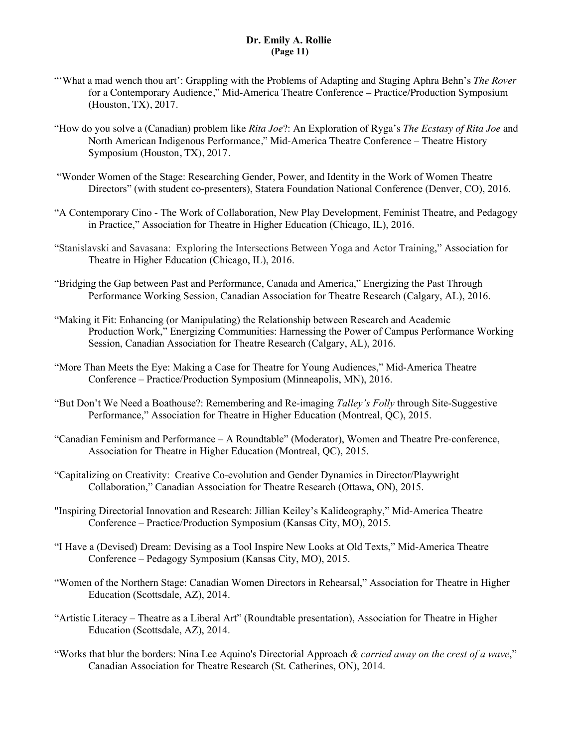"'What a mad wench thou art': Grappling with the Problems of Adapting and Staging Aphra Behn's *The Rover* for a Contemporary Audience," Mid-America Theatre Conference – Practice/Production Symposium (Houston, TX), 2017.

"How do you solve a (Canadian) problem like *Rita Joe*?: An Exploration of Ryga's *The Ecstasy of Rita Joe* and North American Indigenous Performance," Mid-America Theatre Conference – Theatre History Symposium (Houston, TX), 2017.

"Wonder Women of the Stage: Researching Gender, Power, and Identity in the Work of Women Theatre Directors" (with student co-presenters), Statera Foundation National Conference (Denver, CO), 2016.

"A Contemporary Cino - The Work of Collaboration, New Play Development, Feminist Theatre, and Pedagogy in Practice," Association for Theatre in Higher Education (Chicago, IL), 2016.

"Stanislavski and Savasana: Exploring the Intersections Between Yoga and Actor Training," Association for Theatre in Higher Education (Chicago, IL), 2016.

"Bridging the Gap between Past and Performance, Canada and America," Energizing the Past Through Performance Working Session, Canadian Association for Theatre Research (Calgary, AL), 2016.

"Making it Fit: Enhancing (or Manipulating) the Relationship between Research and Academic Production Work," Energizing Communities: Harnessing the Power of Campus Performance Working Session, Canadian Association for Theatre Research (Calgary, AL), 2016.

"More Than Meets the Eye: Making a Case for Theatre for Young Audiences," Mid-America Theatre Conference – Practice/Production Symposium (Minneapolis, MN), 2016.

"But Don't We Need a Boathouse?: Remembering and Re-imaging *Talley's Folly* through Site-Suggestive Performance," Association for Theatre in Higher Education (Montreal, QC), 2015.

"Canadian Feminism and Performance – A Roundtable" (Moderator), Women and Theatre Pre-conference, Association for Theatre in Higher Education (Montreal, QC), 2015.

"Capitalizing on Creativity: Creative Co-evolution and Gender Dynamics in Director/Playwright Collaboration," Canadian Association for Theatre Research (Ottawa, ON), 2015.

"Inspiring Directorial Innovation and Research: Jillian Keiley's Kalideography," Mid-America Theatre Conference – Practice/Production Symposium (Kansas City, MO), 2015.

"I Have a (Devised) Dream: Devising as a Tool Inspire New Looks at Old Texts," Mid-America Theatre Conference – Pedagogy Symposium (Kansas City, MO), 2015.

"Women of the Northern Stage: Canadian Women Directors in Rehearsal," Association for Theatre in Higher Education (Scottsdale, AZ), 2014.

"Artistic Literacy – Theatre as a Liberal Art" (Roundtable presentation), Association for Theatre in Higher Education (Scottsdale, AZ), 2014.

"Works that blur the borders: Nina Lee Aquino's Directorial Approach *& carried away on the crest of a wave*," Canadian Association for Theatre Research (St. Catherines, ON), 2014.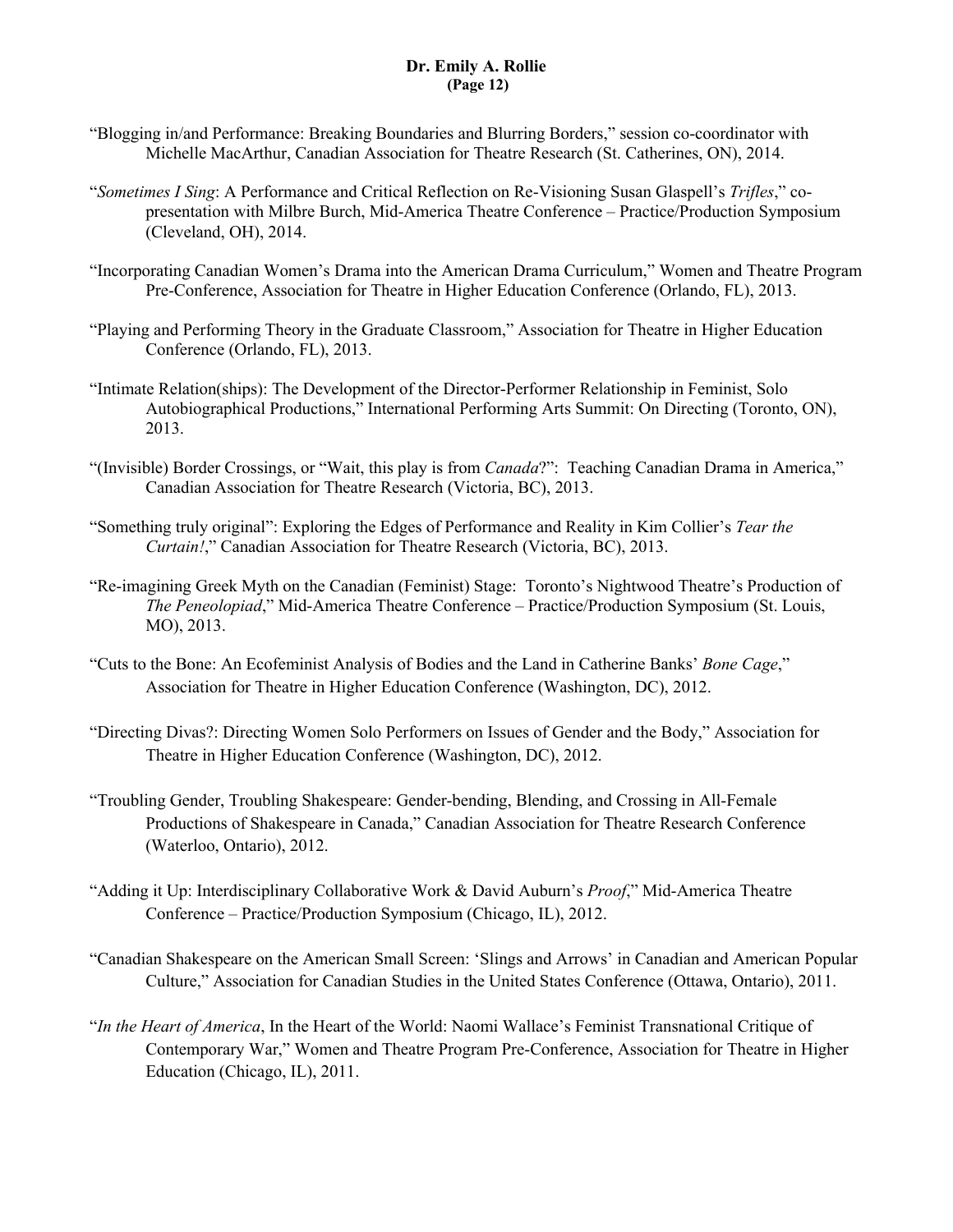"Blogging in/and Performance: Breaking Boundaries and Blurring Borders," session co-coordinator with Michelle MacArthur, Canadian Association for Theatre Research (St. Catherines, ON), 2014.

"*Sometimes I Sing*: A Performance and Critical Reflection on Re-Visioning Susan Glaspell's *Trifles*," co-presentation with Milbre Burch, Mid-America Theatre Conference – Practice/Production Symposium (Cleveland, OH), 2014.

"Incorporating Canadian Women's Drama into the American Drama Curriculum," Women and Theatre Program Pre-Conference, Association for Theatre in Higher Education Conference (Orlando, FL), 2013.

"Playing and Performing Theory in the Graduate Classroom," Association for Theatre in Higher Education Conference (Orlando, FL), 2013.

"Intimate Relation(ships): The Development of the Director-Performer Relationship in Feminist, Solo Autobiographical Productions," International Performing Arts Summit: On Directing (Toronto, ON), 2013.

"(Invisible) Border Crossings, or "Wait, this play is from *Canada*?": Teaching Canadian Drama in America," Canadian Association for Theatre Research (Victoria, BC), 2013.

"Something truly original": Exploring the Edges of Performance and Reality in Kim Collier's *Tear the Curtain!*," Canadian Association for Theatre Research (Victoria, BC), 2013.

"Re-imagining Greek Myth on the Canadian (Feminist) Stage: Toronto's Nightwood Theatre's Production of *The Peneolopiad*," Mid-America Theatre Conference – Practice/Production Symposium (St. Louis, MO), 2013.

"Cuts to the Bone: An Ecofeminist Analysis of Bodies and the Land in Catherine Banks' *Bone Cage*," Association for Theatre in Higher Education Conference (Washington, DC), 2012.

"Directing Divas?: Directing Women Solo Performers on Issues of Gender and the Body," Association for Theatre in Higher Education Conference (Washington, DC), 2012.

"Troubling Gender, Troubling Shakespeare: Gender-bending, Blending, and Crossing in All-Female Productions of Shakespeare in Canada," Canadian Association for Theatre Research Conference (Waterloo, Ontario), 2012.

"Adding it Up: Interdisciplinary Collaborative Work & David Auburn's *Proof*," Mid-America Theatre Conference – Practice/Production Symposium (Chicago, IL), 2012.

"Canadian Shakespeare on the American Small Screen: 'Slings and Arrows' in Canadian and American Popular Culture," Association for Canadian Studies in the United States Conference (Ottawa, Ontario), 2011.

"*In the Heart of America*, In the Heart of the World: Naomi Wallace's Feminist Transnational Critique of Contemporary War," Women and Theatre Program Pre-Conference, Association for Theatre in Higher Education (Chicago, IL), 2011.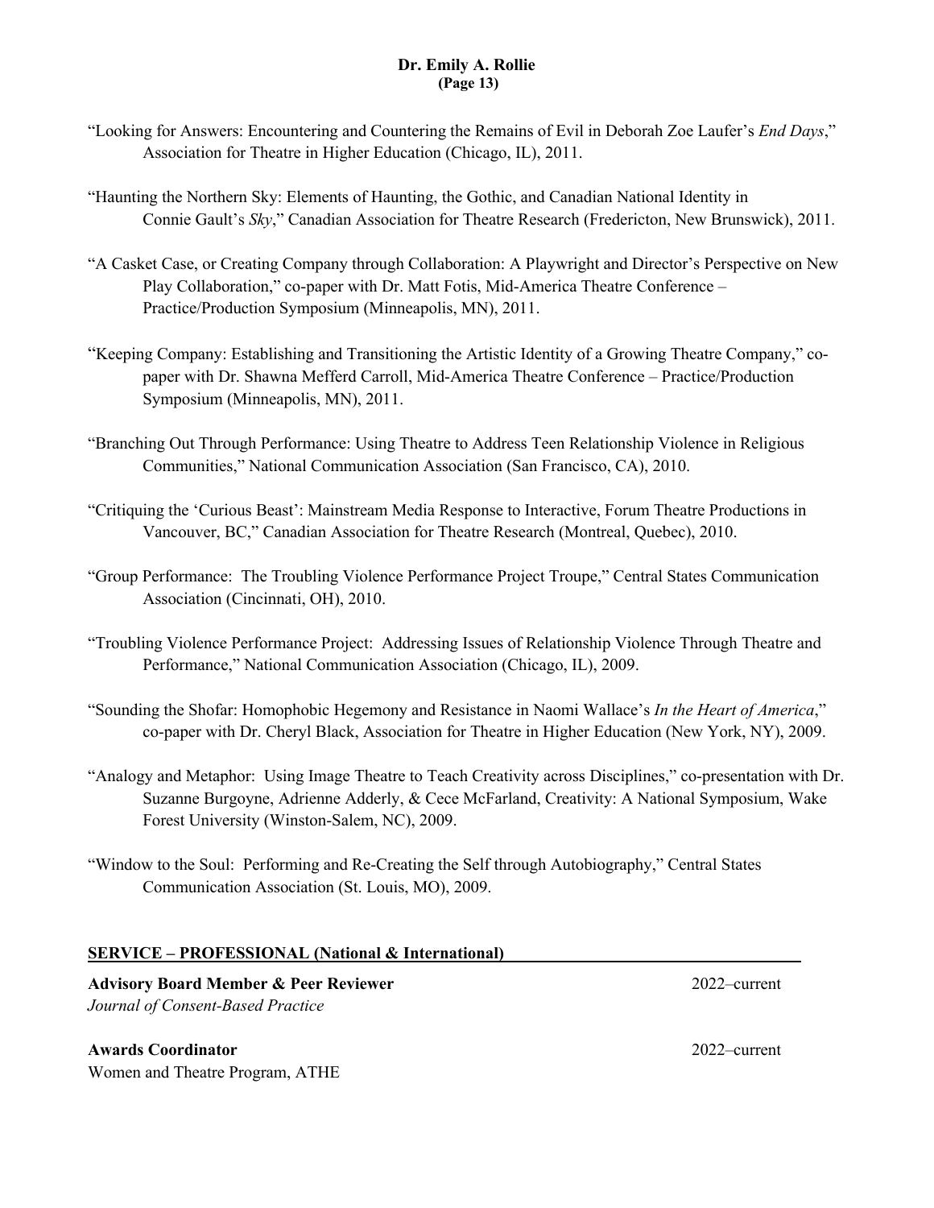"Looking for Answers: Encountering and Countering the Remains of Evil in Deborah Zoe Laufer's *End Days*," Association for Theatre in Higher Education (Chicago, IL), 2011.

"Haunting the Northern Sky: Elements of Haunting, the Gothic, and Canadian National Identity in Connie Gault's *Sky*," Canadian Association for Theatre Research (Fredericton, New Brunswick), 2011.

"A Casket Case, or Creating Company through Collaboration: A Playwright and Director's Perspective on New Play Collaboration," co-paper with Dr. Matt Fotis, Mid-America Theatre Conference – Practice/Production Symposium (Minneapolis, MN), 2011.

"Keeping Company: Establishing and Transitioning the Artistic Identity of a Growing Theatre Company," co-paper with Dr. Shawna Mefferd Carroll, Mid-America Theatre Conference – Practice/Production Symposium (Minneapolis, MN), 2011.

"Branching Out Through Performance: Using Theatre to Address Teen Relationship Violence in Religious Communities," National Communication Association (San Francisco, CA), 2010.

"Critiquing the 'Curious Beast': Mainstream Media Response to Interactive, Forum Theatre Productions in Vancouver, BC," Canadian Association for Theatre Research (Montreal, Quebec), 2010.

"Group Performance: The Troubling Violence Performance Project Troupe," Central States Communication Association (Cincinnati, OH), 2010.

"Troubling Violence Performance Project: Addressing Issues of Relationship Violence Through Theatre and Performance," National Communication Association (Chicago, IL), 2009.

"Sounding the Shofar: Homophobic Hegemony and Resistance in Naomi Wallace's *In the Heart of America*," co-paper with Dr. Cheryl Black, Association for Theatre in Higher Education (New York, NY), 2009.

"Analogy and Metaphor: Using Image Theatre to Teach Creativity across Disciplines," co-presentation with Dr. Suzanne Burgoyne, Adrienne Adderly, & Cece McFarland, Creativity: A National Symposium, Wake Forest University (Winston-Salem, NC), 2009.

"Window to the Soul: Performing and Re-Creating the Self through Autobiography," Central States Communication Association (St. Louis, MO), 2009.

## SERVICE – PROFESSIONAL (National & International)

**Advisory Board Member & Peer Reviewer** 2022–current
*Journal of Consent-Based Practice*

**Awards Coordinator** 2022–current
Women and Theatre Program, ATHE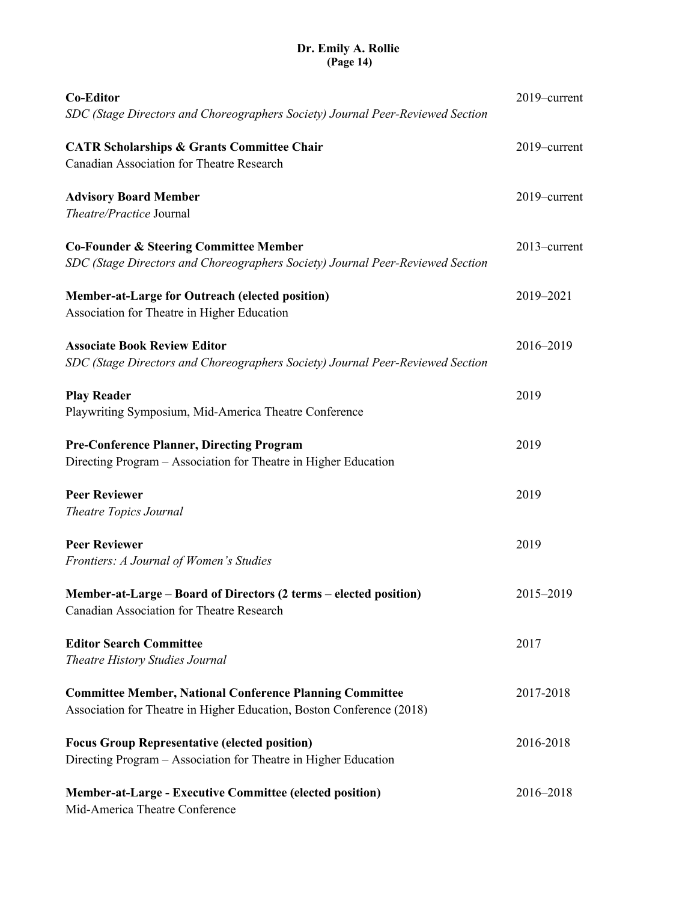**Co-Editor** 2019–current
*SDC (Stage Directors and Choreographers Society) Journal Peer-Reviewed Section*

**CATR Scholarships & Grants Committee Chair** 2019–current
Canadian Association for Theatre Research

**Advisory Board Member** 2019–current
*Theatre/Practice* Journal

**Co-Founder & Steering Committee Member** 2013–current
*SDC (Stage Directors and Choreographers Society) Journal Peer-Reviewed Section*

**Member-at-Large for Outreach (elected position)** 2019–2021
Association for Theatre in Higher Education

**Associate Book Review Editor** 2016–2019
*SDC (Stage Directors and Choreographers Society) Journal Peer-Reviewed Section*

**Play Reader** 2019
Playwriting Symposium, Mid-America Theatre Conference

**Pre-Conference Planner, Directing Program** 2019
Directing Program – Association for Theatre in Higher Education

**Peer Reviewer** 2019
*Theatre Topics Journal*

**Peer Reviewer** 2019
*Frontiers: A Journal of Women's Studies*

**Member-at-Large – Board of Directors (2 terms – elected position)** 2015–2019
Canadian Association for Theatre Research

**Editor Search Committee** 2017
*Theatre History Studies Journal*

**Committee Member, National Conference Planning Committee** 2017-2018
Association for Theatre in Higher Education, Boston Conference (2018)

**Focus Group Representative (elected position)** 2016-2018
Directing Program – Association for Theatre in Higher Education

**Member-at-Large - Executive Committee (elected position)** 2016–2018
Mid-America Theatre Conference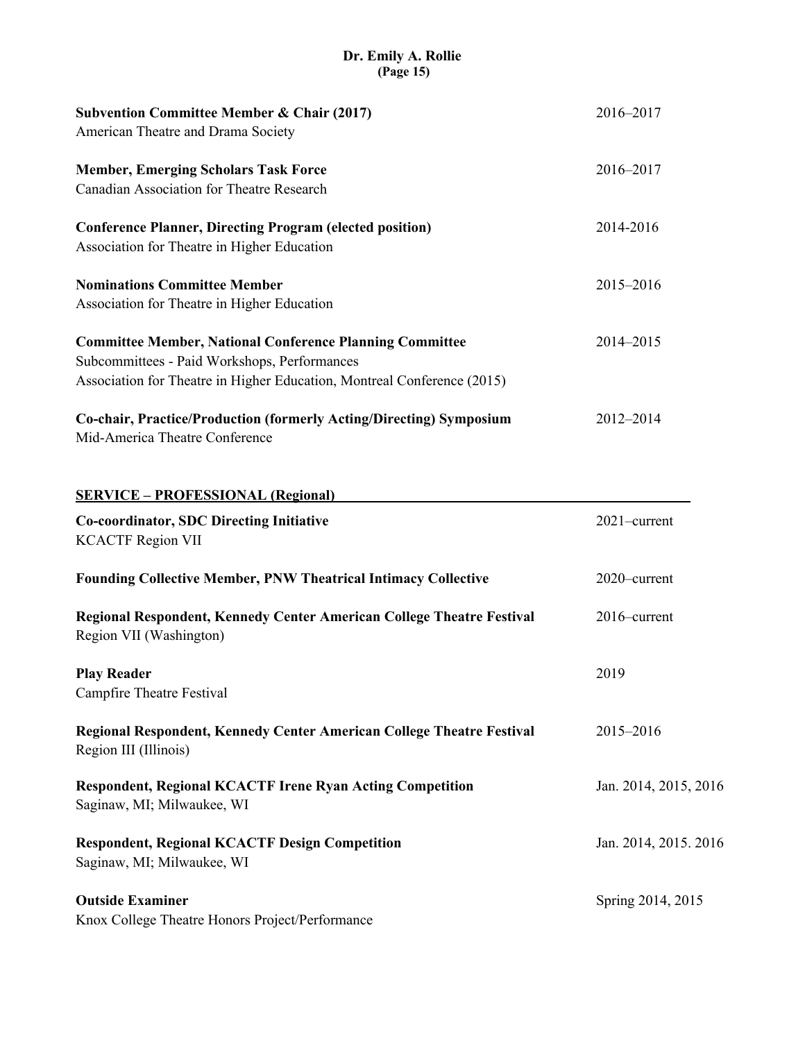**Subvention Committee Member & Chair (2017)** 2016–2017
American Theatre and Drama Society

**Member, Emerging Scholars Task Force** 2016–2017
Canadian Association for Theatre Research

**Conference Planner, Directing Program (elected position)** 2014-2016
Association for Theatre in Higher Education

**Nominations Committee Member** 2015–2016
Association for Theatre in Higher Education

**Committee Member, National Conference Planning Committee** 2014–2015
Subcommittees - Paid Workshops, Performances
Association for Theatre in Higher Education, Montreal Conference (2015)

**Co-chair, Practice/Production (formerly Acting/Directing) Symposium** 2012–2014
Mid-America Theatre Conference

## SERVICE – PROFESSIONAL (Regional)

**Co-coordinator, SDC Directing Initiative** 2021–current
KCACTF Region VII

**Founding Collective Member, PNW Theatrical Intimacy Collective** 2020–current

**Regional Respondent, Kennedy Center American College Theatre Festival** 2016–current
Region VII (Washington)

**Play Reader** 2019
Campfire Theatre Festival

**Regional Respondent, Kennedy Center American College Theatre Festival** 2015–2016
Region III (Illinois)

**Respondent, Regional KCACTF Irene Ryan Acting Competition** Jan. 2014, 2015, 2016
Saginaw, MI; Milwaukee, WI

**Respondent, Regional KCACTF Design Competition** Jan. 2014, 2015. 2016
Saginaw, MI; Milwaukee, WI

**Outside Examiner** Spring 2014, 2015
Knox College Theatre Honors Project/Performance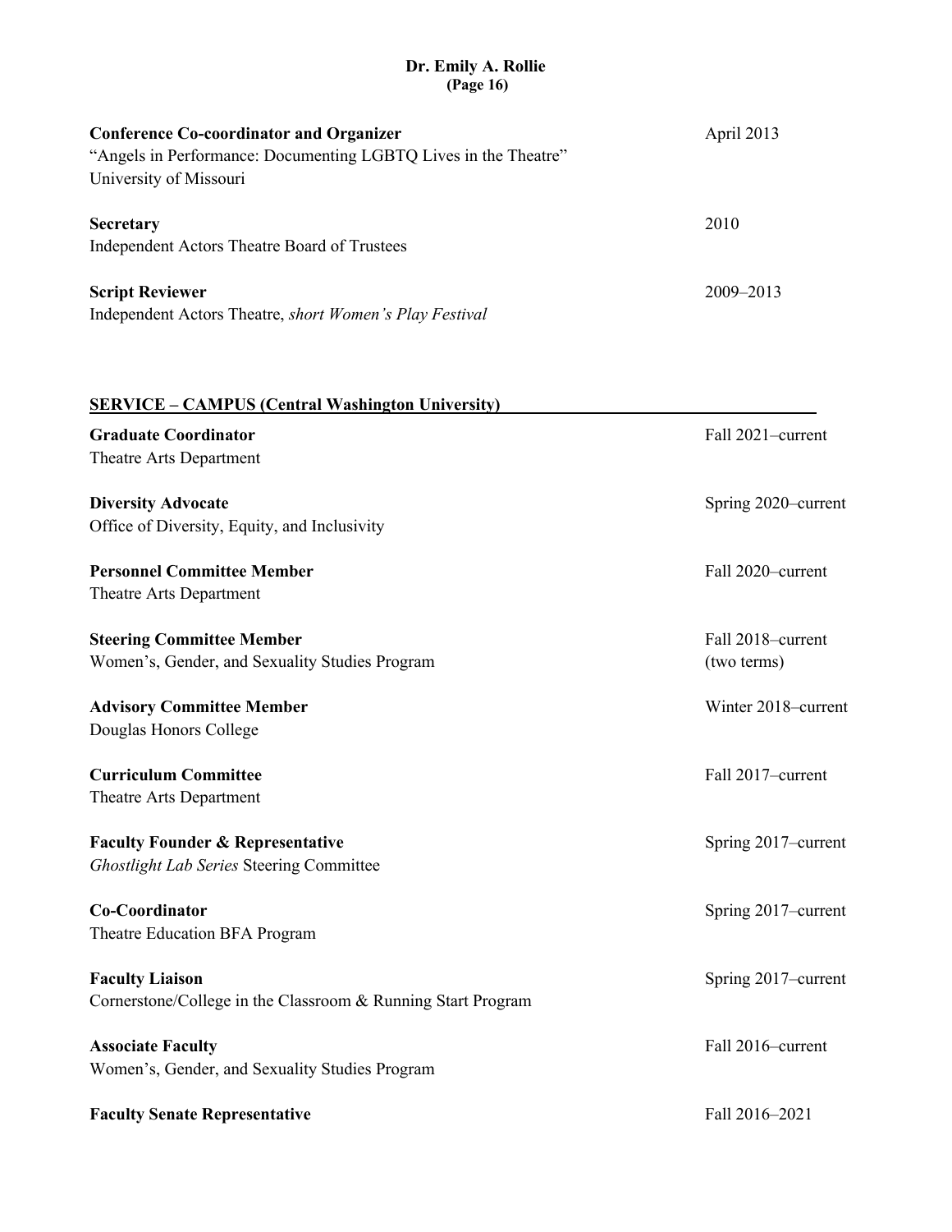**Conference Co-coordinator and Organizer** April 2013
"Angels in Performance: Documenting LGBTQ Lives in the Theatre"
University of Missouri

**Secretary** 2010
Independent Actors Theatre Board of Trustees

**Script Reviewer** 2009–2013
Independent Actors Theatre, *short Women's Play Festival*

## SERVICE – CAMPUS (Central Washington University)

**Graduate Coordinator** Fall 2021–current
Theatre Arts Department

**Diversity Advocate** Spring 2020–current
Office of Diversity, Equity, and Inclusivity

**Personnel Committee Member** Fall 2020–current
Theatre Arts Department

**Steering Committee Member** Fall 2018–current (two terms)
Women's, Gender, and Sexuality Studies Program

**Advisory Committee Member** Winter 2018–current
Douglas Honors College

**Curriculum Committee** Fall 2017–current
Theatre Arts Department

**Faculty Founder & Representative** Spring 2017–current
*Ghostlight Lab Series* Steering Committee

**Co-Coordinator** Spring 2017–current
Theatre Education BFA Program

**Faculty Liaison** Spring 2017–current
Cornerstone/College in the Classroom & Running Start Program

**Associate Faculty** Fall 2016–current
Women's, Gender, and Sexuality Studies Program

**Faculty Senate Representative** Fall 2016–2021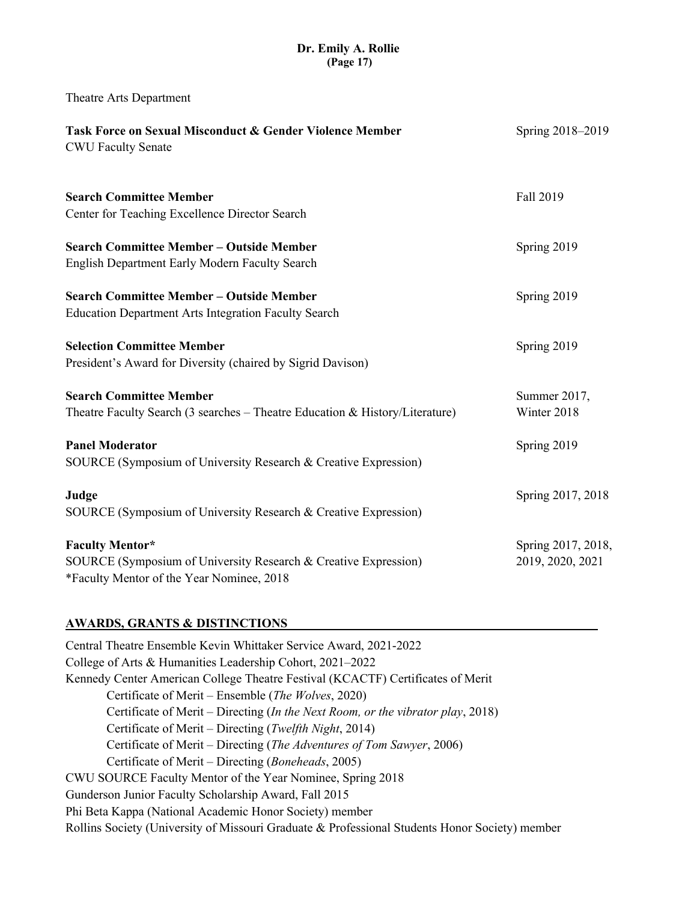Theatre Arts Department

**Task Force on Sexual Misconduct & Gender Violence Member** Spring 2018–2019
CWU Faculty Senate

**Search Committee Member** Fall 2019
Center for Teaching Excellence Director Search

**Search Committee Member – Outside Member** Spring 2019
English Department Early Modern Faculty Search

**Search Committee Member – Outside Member** Spring 2019
Education Department Arts Integration Faculty Search

**Selection Committee Member** Spring 2019
President's Award for Diversity (chaired by Sigrid Davison)

**Search Committee Member** Summer 2017, Winter 2018
Theatre Faculty Search (3 searches – Theatre Education & History/Literature)

**Panel Moderator** Spring 2019
SOURCE (Symposium of University Research & Creative Expression)

**Judge** Spring 2017, 2018
SOURCE (Symposium of University Research & Creative Expression)

**Faculty Mentor*** Spring 2017, 2018, 2019, 2020, 2021
SOURCE (Symposium of University Research & Creative Expression)
*Faculty Mentor of the Year Nominee, 2018

## AWARDS, GRANTS & DISTINCTIONS

Central Theatre Ensemble Kevin Whittaker Service Award, 2021-2022
College of Arts & Humanities Leadership Cohort, 2021–2022
Kennedy Center American College Theatre Festival (KCACTF) Certificates of Merit
- Certificate of Merit – Ensemble (*The Wolves*, 2020)
- Certificate of Merit – Directing (*In the Next Room, or the vibrator play*, 2018)
- Certificate of Merit – Directing (*Twelfth Night*, 2014)
- Certificate of Merit – Directing (*The Adventures of Tom Sawyer*, 2006)
- Certificate of Merit – Directing (*Boneheads*, 2005)

CWU SOURCE Faculty Mentor of the Year Nominee, Spring 2018
Gunderson Junior Faculty Scholarship Award, Fall 2015
Phi Beta Kappa (National Academic Honor Society) member
Rollins Society (University of Missouri Graduate & Professional Students Honor Society) member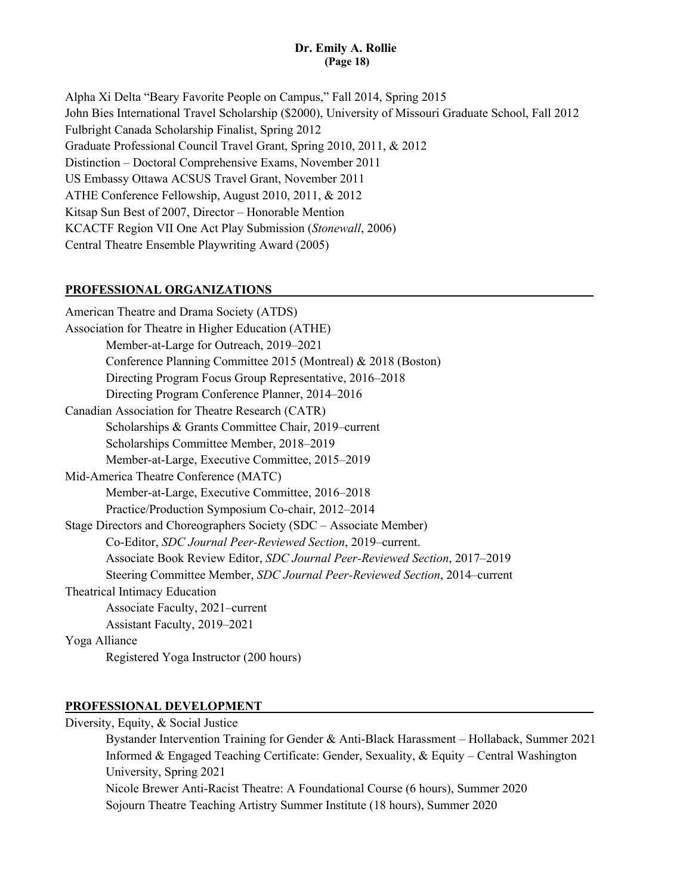Alpha Xi Delta "Beary Favorite People on Campus," Fall 2014, Spring 2015
John Bies International Travel Scholarship ($2000), University of Missouri Graduate School, Fall 2012
Fulbright Canada Scholarship Finalist, Spring 2012
Graduate Professional Council Travel Grant, Spring 2010, 2011, & 2012
Distinction – Doctoral Comprehensive Exams, November 2011
US Embassy Ottawa ACSUS Travel Grant, November 2011
ATHE Conference Fellowship, August 2010, 2011, & 2012
Kitsap Sun Best of 2007, Director – Honorable Mention
KCACTF Region VII One Act Play Submission (*Stonewall*, 2006)
Central Theatre Ensemble Playwriting Award (2005)

## PROFESSIONAL ORGANIZATIONS

American Theatre and Drama Society (ATDS)

Association for Theatre in Higher Education (ATHE)
- Member-at-Large for Outreach, 2019–2021
- Conference Planning Committee 2015 (Montreal) & 2018 (Boston)
- Directing Program Focus Group Representative, 2016–2018
- Directing Program Conference Planner, 2014–2016

Canadian Association for Theatre Research (CATR)
- Scholarships & Grants Committee Chair, 2019–current
- Scholarships Committee Member, 2018–2019
- Member-at-Large, Executive Committee, 2015–2019

Mid-America Theatre Conference (MATC)
- Member-at-Large, Executive Committee, 2016–2018
- Practice/Production Symposium Co-chair, 2012–2014

Stage Directors and Choreographers Society (SDC – Associate Member)
- Co-Editor, *SDC Journal Peer-Reviewed Section*, 2019–current.
- Associate Book Review Editor, *SDC Journal Peer-Reviewed Section*, 2017–2019
- Steering Committee Member, *SDC Journal Peer-Reviewed Section*, 2014–current

Theatrical Intimacy Education
- Associate Faculty, 2021–current
- Assistant Faculty, 2019–2021

Yoga Alliance
- Registered Yoga Instructor (200 hours)

## PROFESSIONAL DEVELOPMENT

Diversity, Equity, & Social Justice
- Bystander Intervention Training for Gender & Anti-Black Harassment – Hollaback, Summer 2021
- Informed & Engaged Teaching Certificate: Gender, Sexuality, & Equity – Central Washington University, Spring 2021
- Nicole Brewer Anti-Racist Theatre: A Foundational Course (6 hours), Summer 2020
- Sojourn Theatre Teaching Artistry Summer Institute (18 hours), Summer 2020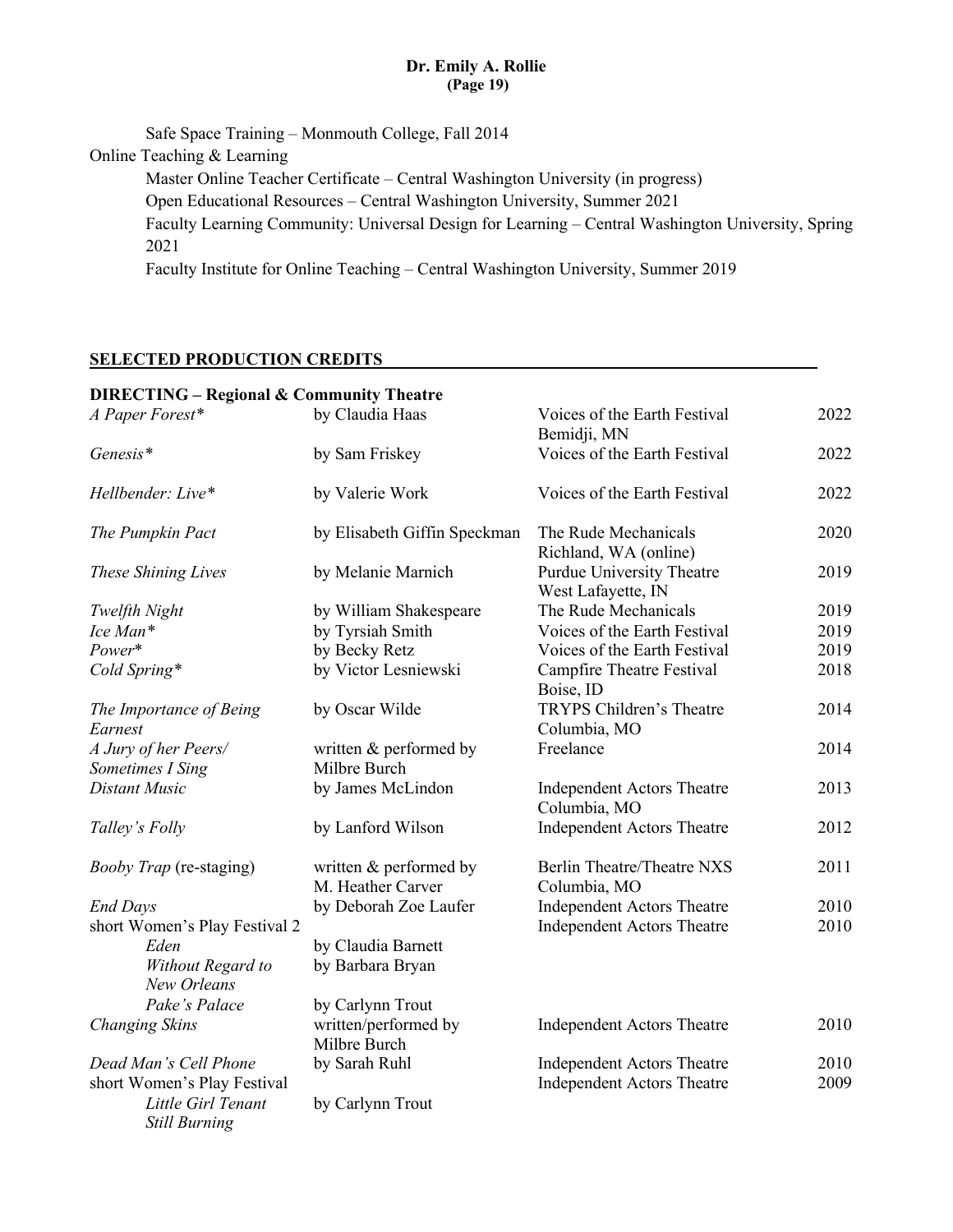Safe Space Training – Monmouth College, Fall 2014

Online Teaching & Learning

- Master Online Teacher Certificate – Central Washington University (in progress)
- Open Educational Resources – Central Washington University, Summer 2021
- Faculty Learning Community: Universal Design for Learning – Central Washington University, Spring 2021
- Faculty Institute for Online Teaching – Central Washington University, Summer 2019

## SELECTED PRODUCTION CREDITS

### DIRECTING – Regional & Community Theatre

| Title | Author | Venue | Year |
|---|---|---|---|
| *A Paper Forest** | by Claudia Haas | Voices of the Earth Festival, Bemidji, MN | 2022 |
| *Genesis** | by Sam Friskey | Voices of the Earth Festival | 2022 |
| *Hellbender: Live** | by Valerie Work | Voices of the Earth Festival | 2022 |
| *The Pumpkin Pact* | by Elisabeth Giffin Speckman | The Rude Mechanicals, Richland, WA (online) | 2020 |
| *These Shining Lives* | by Melanie Marnich | Purdue University Theatre, West Lafayette, IN | 2019 |
| *Twelfth Night* | by William Shakespeare | The Rude Mechanicals | 2019 |
| *Ice Man** | by Tyrsiah Smith | Voices of the Earth Festival | 2019 |
| *Power** | by Becky Retz | Voices of the Earth Festival | 2019 |
| *Cold Spring** | by Victor Lesniewski | Campfire Theatre Festival, Boise, ID | 2018 |
| *The Importance of Being Earnest* | by Oscar Wilde | TRYPS Children's Theatre, Columbia, MO | 2014 |
| *A Jury of her Peers/ Sometimes I Sing* | written & performed by Milbre Burch | Freelance | 2014 |
| *Distant Music* | by James McLindon | Independent Actors Theatre, Columbia, MO | 2013 |
| *Talley's Folly* | by Lanford Wilson | Independent Actors Theatre | 2012 |
| *Booby Trap* (re-staging) | written & performed by M. Heather Carver | Berlin Theatre/Theatre NXS, Columbia, MO | 2011 |
| *End Days* | by Deborah Zoe Laufer | Independent Actors Theatre | 2010 |
| short Women's Play Festival 2 | | Independent Actors Theatre | 2010 |
| &nbsp;&nbsp;&nbsp;&nbsp;*Eden* | by Claudia Barnett | | |
| &nbsp;&nbsp;&nbsp;&nbsp;*Without Regard to New Orleans* | by Barbara Bryan | | |
| &nbsp;&nbsp;&nbsp;&nbsp;*Pake's Palace* | by Carlynn Trout | | |
| *Changing Skins* | written/performed by Milbre Burch | Independent Actors Theatre | 2010 |
| *Dead Man's Cell Phone* | by Sarah Ruhl | Independent Actors Theatre | 2010 |
| short Women's Play Festival | | Independent Actors Theatre | 2009 |
| &nbsp;&nbsp;&nbsp;&nbsp;*Little Girl Tenant Still Burning* | by Carlynn Trout | | |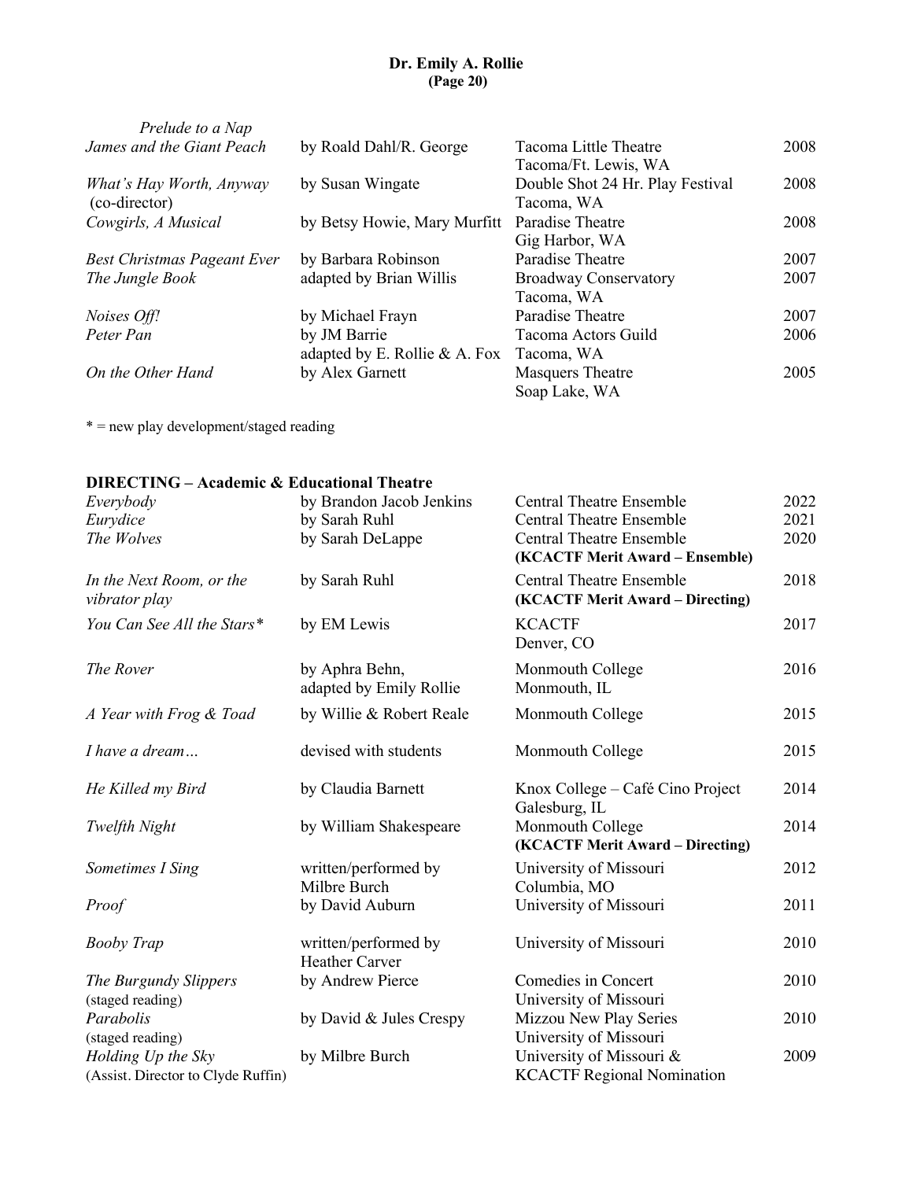| | | | |
|---|---|---|---|
| *Prelude to a Nap* | | | |
| *James and the Giant Peach* | by Roald Dahl/R. George | Tacoma Little Theatre<br>Tacoma/Ft. Lewis, WA | 2008 |
| *What's Hay Worth, Anyway* (co-director) | by Susan Wingate | Double Shot 24 Hr. Play Festival<br>Tacoma, WA | 2008 |
| *Cowgirls, A Musical* | by Betsy Howie, Mary Murfitt | Paradise Theatre<br>Gig Harbor, WA | 2008 |
| *Best Christmas Pageant Ever* | by Barbara Robinson | Paradise Theatre | 2007 |
| *The Jungle Book* | adapted by Brian Willis | Broadway Conservatory<br>Tacoma, WA | 2007 |
| *Noises Off!* | by Michael Frayn | Paradise Theatre | 2007 |
| *Peter Pan* | by JM Barrie<br>adapted by E. Rollie & A. Fox | Tacoma Actors Guild<br>Tacoma, WA | 2006 |
| *On the Other Hand* | by Alex Garnett | Masquers Theatre<br>Soap Lake, WA | 2005 |

* = new play development/staged reading

**DIRECTING – Academic & Educational Theatre**

| | | | |
|---|---|---|---|
| *Everybody* | by Brandon Jacob Jenkins | Central Theatre Ensemble | 2022 |
| *Eurydice* | by Sarah Ruhl | Central Theatre Ensemble | 2021 |
| *The Wolves* | by Sarah DeLappe | Central Theatre Ensemble<br>**(KCACTF Merit Award – Ensemble)** | 2020 |
| *In the Next Room, or the vibrator play* | by Sarah Ruhl | Central Theatre Ensemble<br>**(KCACTF Merit Award – Directing)** | 2018 |
| *You Can See All the Stars** | by EM Lewis | KCACTF<br>Denver, CO | 2017 |
| *The Rover* | by Aphra Behn,<br>adapted by Emily Rollie | Monmouth College<br>Monmouth, IL | 2016 |
| *A Year with Frog & Toad* | by Willie & Robert Reale | Monmouth College | 2015 |
| *I have a dream…* | devised with students | Monmouth College | 2015 |
| *He Killed my Bird* | by Claudia Barnett | Knox College – Café Cino Project<br>Galesburg, IL | 2014 |
| *Twelfth Night* | by William Shakespeare | Monmouth College<br>**(KCACTF Merit Award – Directing)** | 2014 |
| *Sometimes I Sing* | written/performed by<br>Milbre Burch | University of Missouri<br>Columbia, MO | 2012 |
| *Proof* | by David Auburn | University of Missouri | 2011 |
| *Booby Trap* | written/performed by<br>Heather Carver | University of Missouri | 2010 |
| *The Burgundy Slippers* (staged reading) | by Andrew Pierce | Comedies in Concert<br>University of Missouri | 2010 |
| *Parabolis* (staged reading) | by David & Jules Crespy | Mizzou New Play Series<br>University of Missouri | 2010 |
| *Holding Up the Sky* (Assist. Director to Clyde Ruffin) | by Milbre Burch | University of Missouri &<br>KCACTF Regional Nomination | 2009 |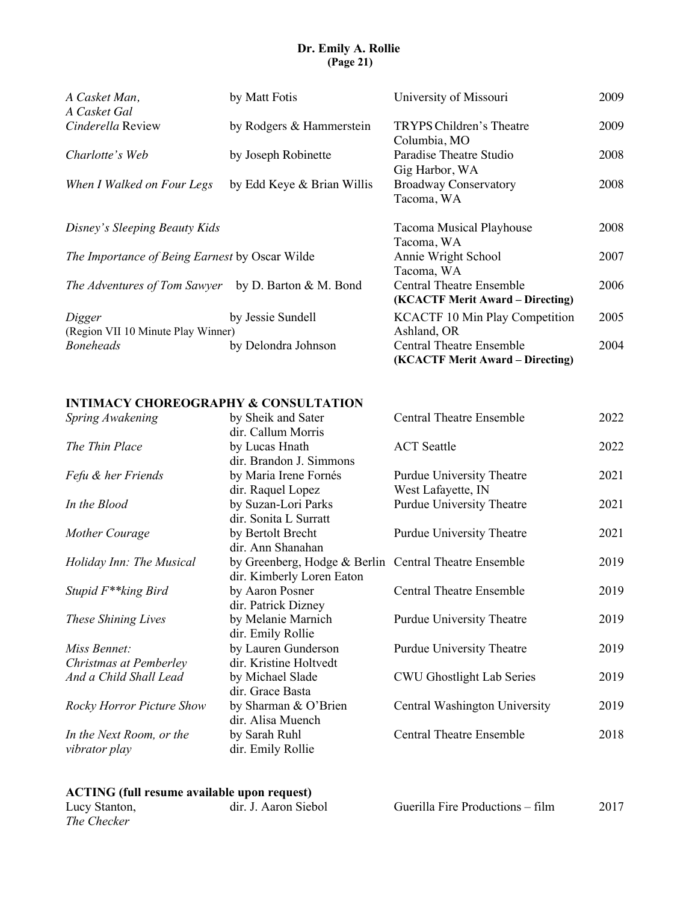| | | | |
|---|---|---|---|
| *A Casket Man, A Casket Gal* | by Matt Fotis | University of Missouri | 2009 |
| *Cinderella* Review | by Rodgers & Hammerstein | TRYPS Children's Theatre Columbia, MO | 2009 |
| *Charlotte's Web* | by Joseph Robinette | Paradise Theatre Studio Gig Harbor, WA | 2008 |
| *When I Walked on Four Legs* | by Edd Keye & Brian Willis | Broadway Conservatory Tacoma, WA | 2008 |
| *Disney's Sleeping Beauty Kids* | | Tacoma Musical Playhouse Tacoma, WA | 2008 |
| *The Importance of Being Earnest* by Oscar Wilde | | Annie Wright School Tacoma, WA | 2007 |
| *The Adventures of Tom Sawyer* | by D. Barton & M. Bond | Central Theatre Ensemble **(KCACTF Merit Award – Directing)** | 2006 |
| *Digger* (Region VII 10 Minute Play Winner) | by Jessie Sundell | KCACTF 10 Min Play Competition Ashland, OR | 2005 |
| *Boneheads* | by Delondra Johnson | Central Theatre Ensemble **(KCACTF Merit Award – Directing)** | 2004 |

## INTIMACY CHOREOGRAPHY & CONSULTATION

| | | | |
|---|---|---|---|
| *Spring Awakening* | by Sheik and Sater dir. Callum Morris | Central Theatre Ensemble | 2022 |
| *The Thin Place* | by Lucas Hnath dir. Brandon J. Simmons | ACT Seattle | 2022 |
| *Fefu & her Friends* | by Maria Irene Fornés dir. Raquel Lopez | Purdue University Theatre West Lafayette, IN | 2021 |
| *In the Blood* | by Suzan-Lori Parks dir. Sonita L Surratt | Purdue University Theatre | 2021 |
| *Mother Courage* | by Bertolt Brecht dir. Ann Shanahan | Purdue University Theatre | 2021 |
| *Holiday Inn: The Musical* | by Greenberg, Hodge & Berlin dir. Kimberly Loren Eaton | Central Theatre Ensemble | 2019 |
| *Stupid F**king Bird* | by Aaron Posner dir. Patrick Dizney | Central Theatre Ensemble | 2019 |
| *These Shining Lives* | by Melanie Marnich dir. Emily Rollie | Purdue University Theatre | 2019 |
| *Miss Bennet: Christmas at Pemberley* | by Lauren Gunderson dir. Kristine Holtvedt | Purdue University Theatre | 2019 |
| *And a Child Shall Lead* | by Michael Slade dir. Grace Basta | CWU Ghostlight Lab Series | 2019 |
| *Rocky Horror Picture Show* | by Sharman & O'Brien dir. Alisa Muench | Central Washington University | 2019 |
| *In the Next Room, or the vibrator play* | by Sarah Ruhl dir. Emily Rollie | Central Theatre Ensemble | 2018 |

## ACTING (full resume available upon request)

| | | | |
|---|---|---|---|
| Lucy Stanton, *The Checker* | dir. J. Aaron Siebol | Guerilla Fire Productions – film | 2017 |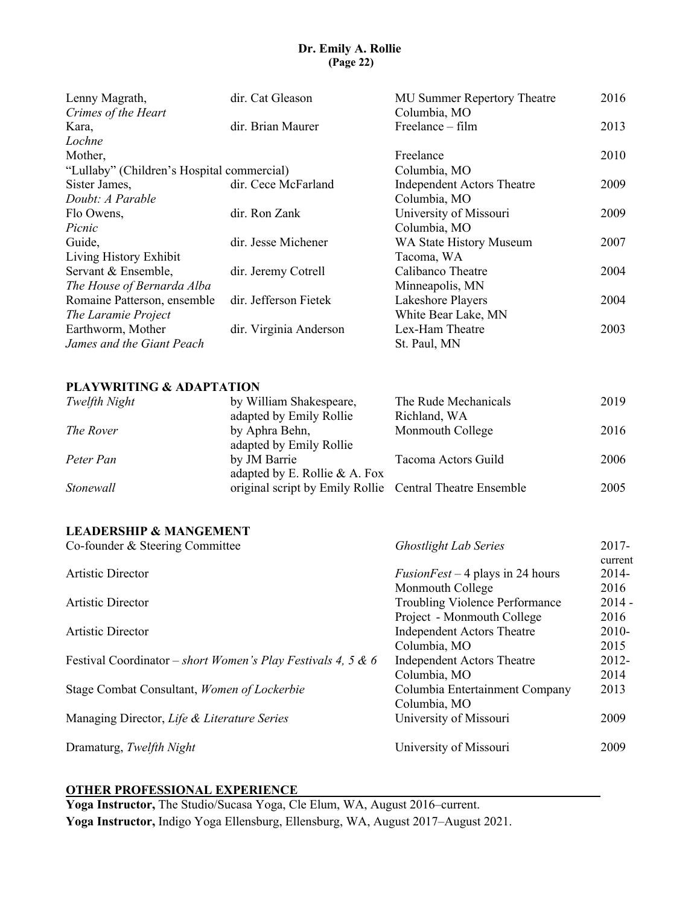| | | | |
|---|---|---|---|
| Lenny Magrath, *Crimes of the Heart* | dir. Cat Gleason | MU Summer Repertory Theatre, Columbia, MO | 2016 |
| Kara, *Lochne* | dir. Brian Maurer | Freelance – film | 2013 |
| Mother, "Lullaby" (Children's Hospital commercial) | | Freelance, Columbia, MO | 2010 |
| Sister James, *Doubt: A Parable* | dir. Cece McFarland | Independent Actors Theatre, Columbia, MO | 2009 |
| Flo Owens, *Picnic* | dir. Ron Zank | University of Missouri, Columbia, MO | 2009 |
| Guide, Living History Exhibit | dir. Jesse Michener | WA State History Museum, Tacoma, WA | 2007 |
| Servant & Ensemble, *The House of Bernarda Alba* | dir. Jeremy Cotrell | Calibanco Theatre, Minneapolis, MN | 2004 |
| Romaine Patterson, ensemble, *The Laramie Project* | dir. Jefferson Fietek | Lakeshore Players, White Bear Lake, MN | 2004 |
| Earthworm, Mother, *James and the Giant Peach* | dir. Virginia Anderson | Lex-Ham Theatre, St. Paul, MN | 2003 |

## PLAYWRITING & ADAPTATION

| | | | |
|---|---|---|---|
| *Twelfth Night* | by William Shakespeare, adapted by Emily Rollie | The Rude Mechanicals, Richland, WA | 2019 |
| *The Rover* | by Aphra Behn, adapted by Emily Rollie | Monmouth College | 2016 |
| *Peter Pan* | by JM Barrie, adapted by E. Rollie & A. Fox | Tacoma Actors Guild | 2006 |
| *Stonewall* | original script by Emily Rollie | Central Theatre Ensemble | 2005 |

## LEADERSHIP & MANGEMENT

| | | |
|---|---|---|
| Co-founder & Steering Committee | *Ghostlight Lab Series* | 2017-current |
| Artistic Director | *FusionFest* – 4 plays in 24 hours, Monmouth College | 2014-2016 |
| Artistic Director | Troubling Violence Performance Project - Monmouth College | 2014 - 2016 |
| Artistic Director | Independent Actors Theatre, Columbia, MO | 2010-2015 |
| Festival Coordinator – *short Women's Play Festivals 4, 5 & 6* | Independent Actors Theatre, Columbia, MO | 2012-2014 |
| Stage Combat Consultant, *Women of Lockerbie* | Columbia Entertainment Company, Columbia, MO | 2013 |
| Managing Director, *Life & Literature Series* | University of Missouri | 2009 |
| Dramaturg, *Twelfth Night* | University of Missouri | 2009 |

## OTHER PROFESSIONAL EXPERIENCE

**Yoga Instructor,** The Studio/Sucasa Yoga, Cle Elum, WA, August 2016–current.

**Yoga Instructor,** Indigo Yoga Ellensburg, Ellensburg, WA, August 2017–August 2021.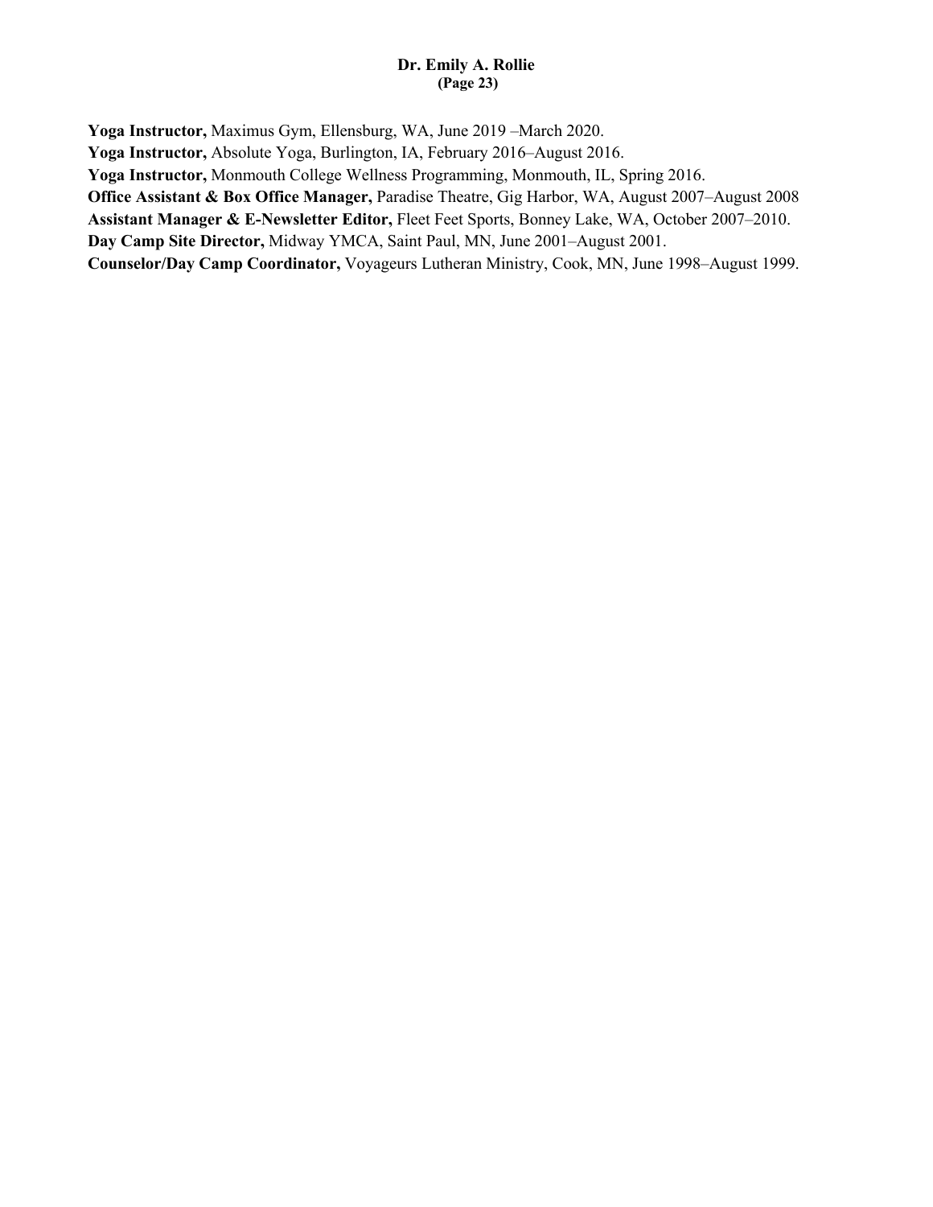**Yoga Instructor,** Maximus Gym, Ellensburg, WA, June 2019 –March 2020.
**Yoga Instructor,** Absolute Yoga, Burlington, IA, February 2016–August 2016.
**Yoga Instructor,** Monmouth College Wellness Programming, Monmouth, IL, Spring 2016.
**Office Assistant & Box Office Manager,** Paradise Theatre, Gig Harbor, WA, August 2007–August 2008
**Assistant Manager & E-Newsletter Editor,** Fleet Feet Sports, Bonney Lake, WA, October 2007–2010.
**Day Camp Site Director,** Midway YMCA, Saint Paul, MN, June 2001–August 2001.
**Counselor/Day Camp Coordinator,** Voyageurs Lutheran Ministry, Cook, MN, June 1998–August 1999.